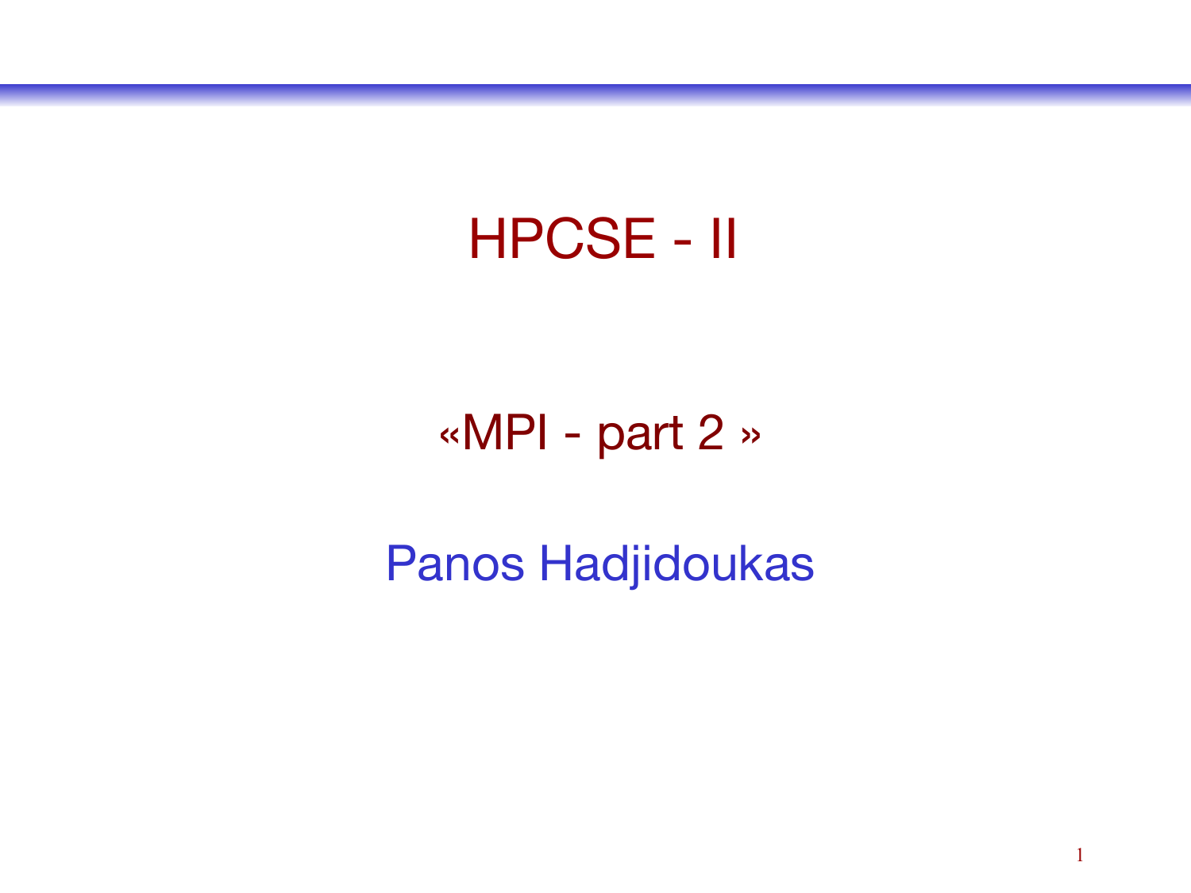# HPCSE - II

## «MPI - part 2 »

Panos Hadjidoukas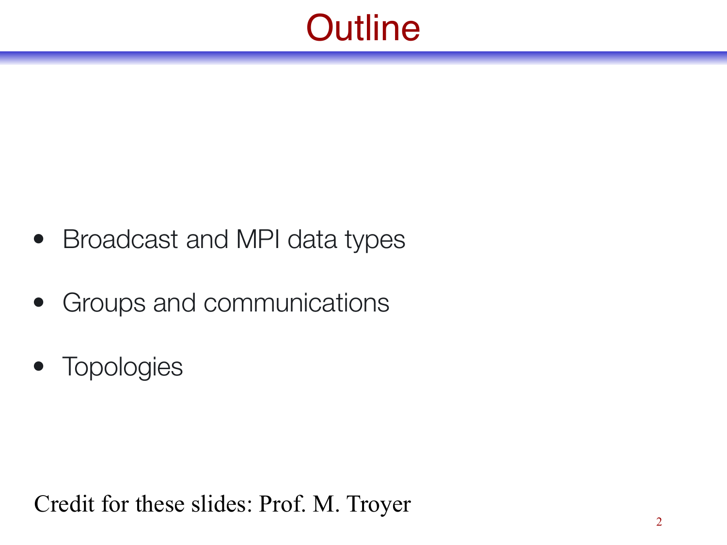# Outline

- Broadcast and MPI data types
- Groups and communications
- Topologies

Credit for these slides: Prof. M. Troyer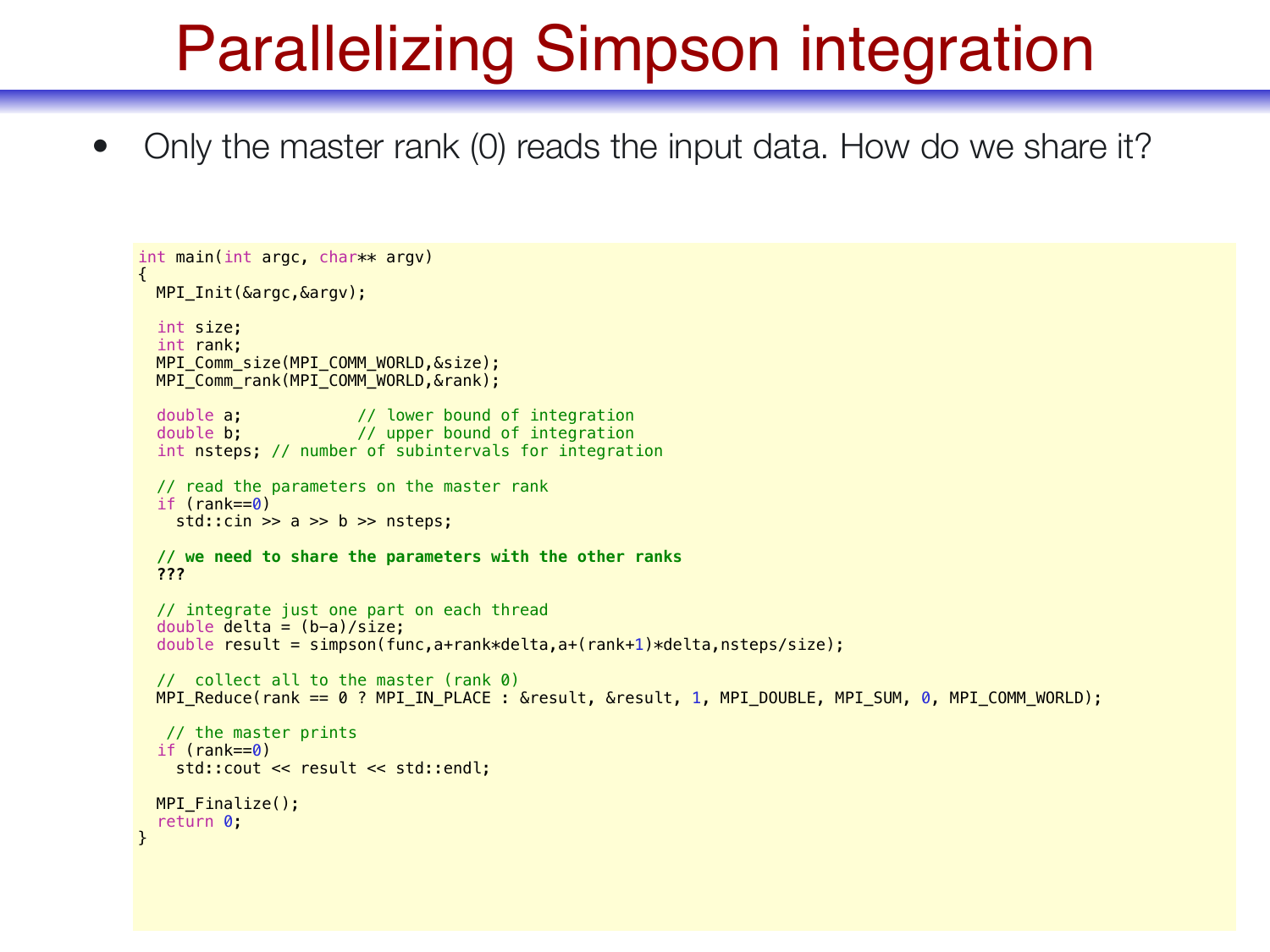# Parallelizing Simpson integration

- Only the master rank (0) reads the input data. How do we share it?

```
int main(int argc, char** argv)
{
  MPI_Init(&argc,&argv);

  int size;
  int rank;
  MPI_Comm_size(MPI_COMM_WORLD,&size);
  MPI_Comm_rank(MPI_COMM_WORLD,&rank);

  double a;           // lower bound of integration
  double b;           // upper bound of integration
  int nsteps; // number of subintervals for integration

  // read the parameters on the master rank
  if (rank==0)
    std::cin >> a >> b >> nsteps;

  // we need to share the parameters with the other ranks
  ???

  // integrate just one part on each thread
  double delta = (b-a)/size;
  double result = simpson(func,a+rank*delta,a+(rank+1)*delta,nsteps/size);

  //  collect all to the master (rank 0)
  MPI_Reduce(rank == 0 ? MPI_IN_PLACE : &result, &result, 1, MPI_DOUBLE, MPI_SUM, 0, MPI_COMM_WORLD);

   // the master prints
  if (rank==0)
    std::cout << result << std::endl;

  MPI_Finalize();
  return 0;
}
```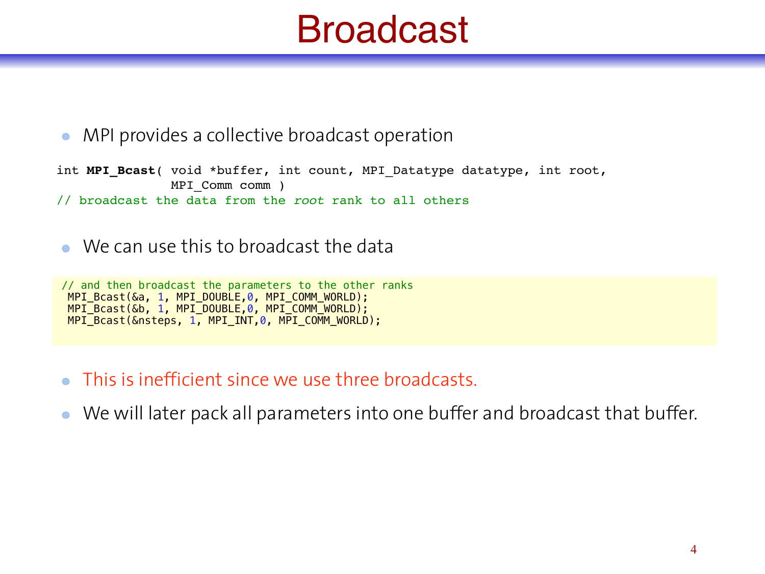# Broadcast

- MPI provides a collective broadcast operation

```
int MPI_Bcast( void *buffer, int count, MPI_Datatype datatype, int root,
               MPI_Comm comm )
// broadcast the data from the root rank to all others
```

- We can use this to broadcast the data

```
 // and then broadcast the parameters to the other ranks
  MPI_Bcast(&a, 1, MPI_DOUBLE,0, MPI_COMM_WORLD);
  MPI_Bcast(&b, 1, MPI_DOUBLE,0, MPI_COMM_WORLD);
  MPI_Bcast(&nsteps, 1, MPI_INT,0, MPI_COMM_WORLD);
```

- This is inefficient since we use three broadcasts.
- We will later pack all parameters into one buffer and broadcast that buffer.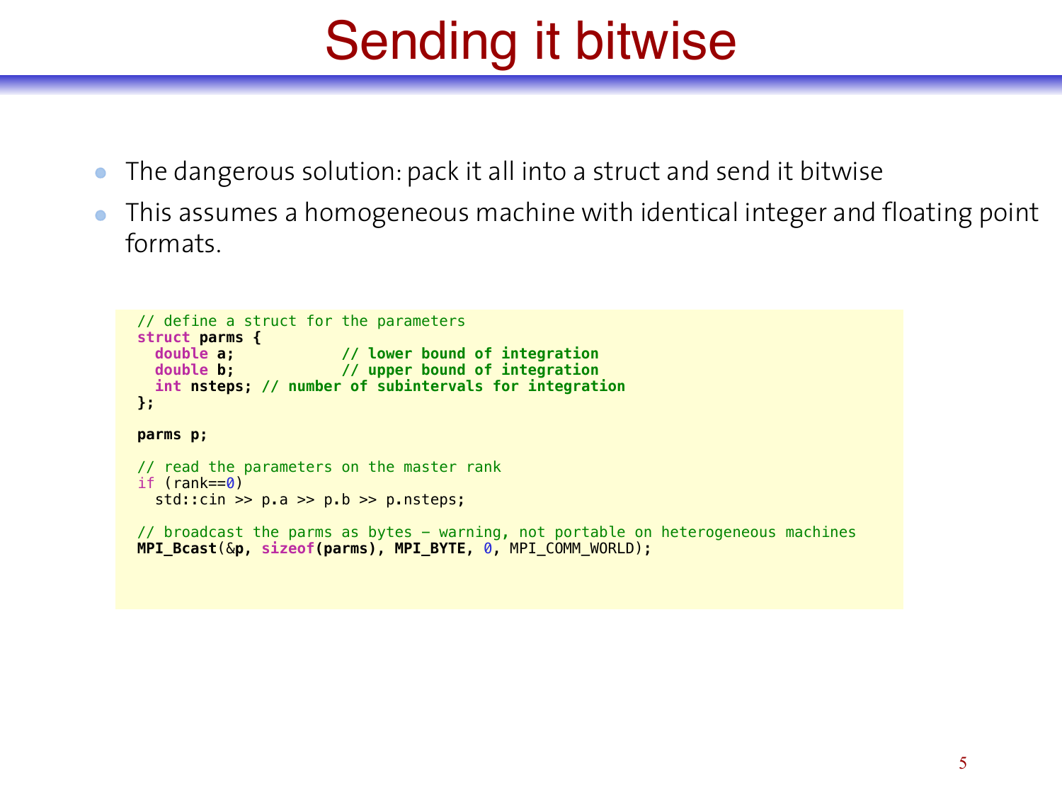# Sending it bitwise

- The dangerous solution: pack it all into a struct and send it bitwise
- This assumes a homogeneous machine with identical integer and floating point formats.

```
// define a struct for the parameters
struct parms {
  double a;           // lower bound of integration
  double b;           // upper bound of integration
  int nsteps; // number of subintervals for integration
};

parms p;

// read the parameters on the master rank
if (rank==0)
  std::cin >> p.a >> p.b >> p.nsteps;

// broadcast the parms as bytes - warning, not portable on heterogeneous machines
MPI_Bcast(&p, sizeof(parms), MPI_BYTE, 0, MPI_COMM_WORLD);
```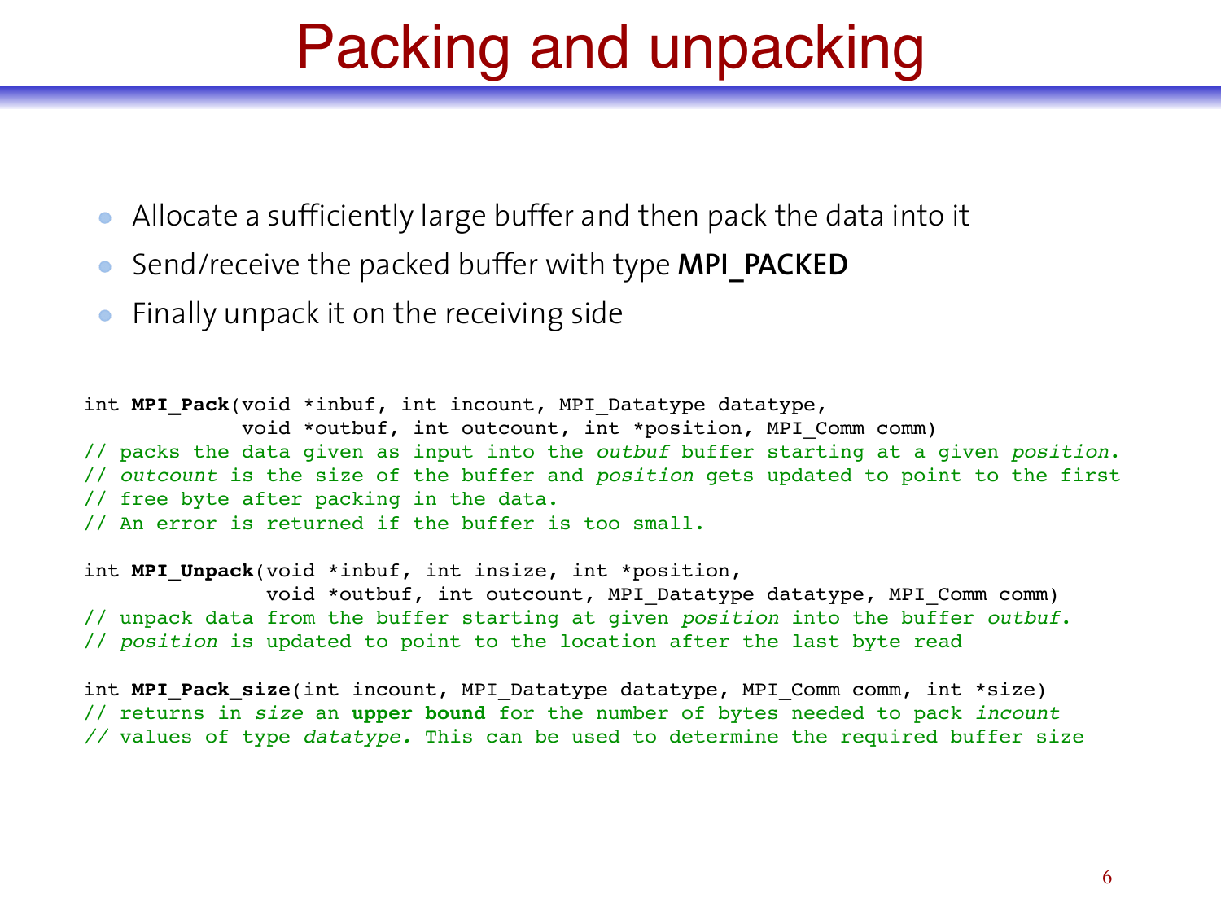# Packing and unpacking

- Allocate a sufficiently large buffer and then pack the data into it
- Send/receive the packed buffer with type **MPI_PACKED**
- Finally unpack it on the receiving side

```
int MPI_Pack(void *inbuf, int incount, MPI_Datatype datatype,
             void *outbuf, int outcount, int *position, MPI_Comm comm)
// packs the data given as input into the outbuf buffer starting at a given position.
// outcount is the size of the buffer and position gets updated to point to the first
// free byte after packing in the data.
// An error is returned if the buffer is too small.

int MPI_Unpack(void *inbuf, int insize, int *position,
               void *outbuf, int outcount, MPI_Datatype datatype, MPI_Comm comm)
// unpack data from the buffer starting at given position into the buffer outbuf.
// position is updated to point to the location after the last byte read

int MPI_Pack_size(int incount, MPI_Datatype datatype, MPI_Comm comm, int *size)
// returns in size an upper bound for the number of bytes needed to pack incount
// values of type datatype. This can be used to determine the required buffer size
```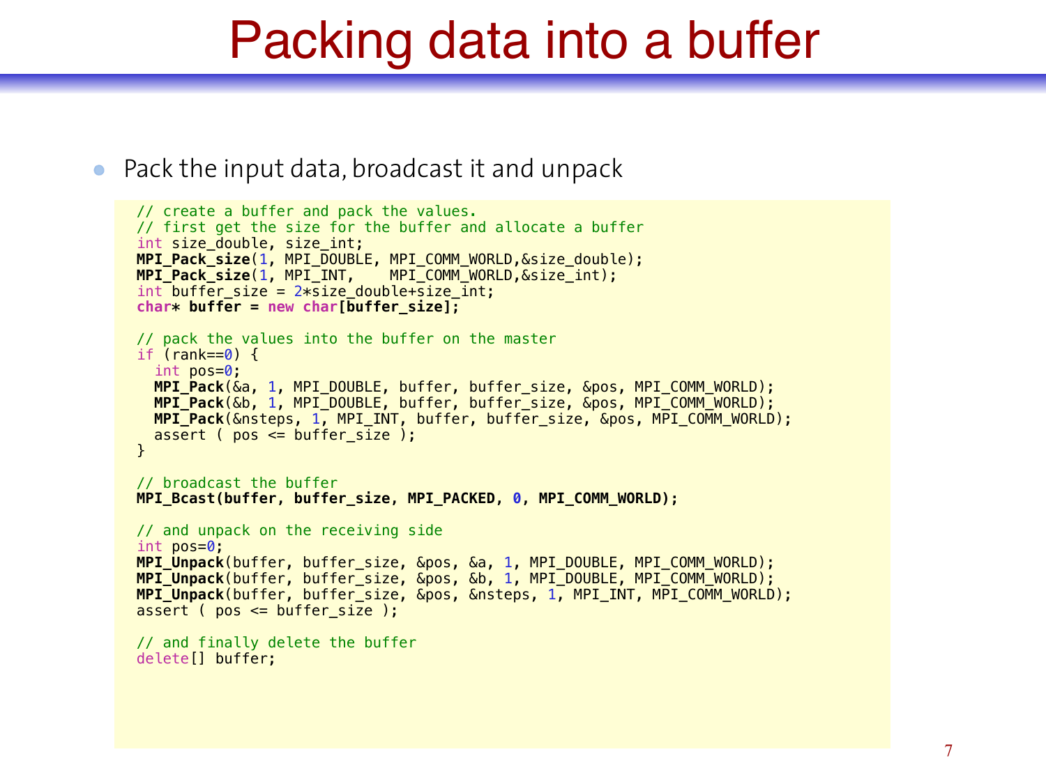# Packing data into a buffer

- Pack the input data, broadcast it and unpack

```
// create a buffer and pack the values.
// first get the size for the buffer and allocate a buffer
int size_double, size_int;
MPI_Pack_size(1, MPI_DOUBLE, MPI_COMM_WORLD,&size_double);
MPI_Pack_size(1, MPI_INT,    MPI_COMM_WORLD,&size_int);
int buffer_size = 2*size_double+size_int;
char* buffer = new char[buffer_size];

// pack the values into the buffer on the master
if (rank==0) {
  int pos=0;
  MPI_Pack(&a, 1, MPI_DOUBLE, buffer, buffer_size, &pos, MPI_COMM_WORLD);
  MPI_Pack(&b, 1, MPI_DOUBLE, buffer, buffer_size, &pos, MPI_COMM_WORLD);
  MPI_Pack(&nsteps, 1, MPI_INT, buffer, buffer_size, &pos, MPI_COMM_WORLD);
  assert ( pos <= buffer_size );
}

// broadcast the buffer
MPI_Bcast(buffer, buffer_size, MPI_PACKED, 0, MPI_COMM_WORLD);

// and unpack on the receiving side
int pos=0;
MPI_Unpack(buffer, buffer_size, &pos, &a, 1, MPI_DOUBLE, MPI_COMM_WORLD);
MPI_Unpack(buffer, buffer_size, &pos, &b, 1, MPI_DOUBLE, MPI_COMM_WORLD);
MPI_Unpack(buffer, buffer_size, &pos, &nsteps, 1, MPI_INT, MPI_COMM_WORLD);
assert ( pos <= buffer_size );

// and finally delete the buffer
delete[] buffer;
```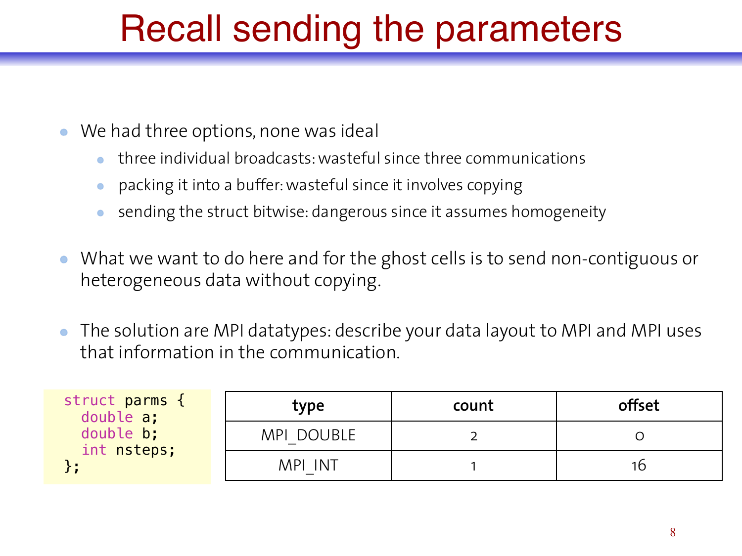# Recall sending the parameters

- We had three options, none was ideal
  - three individual broadcasts: wasteful since three communications
  - packing it into a buffer: wasteful since it involves copying
  - sending the struct bitwise: dangerous since it assumes homogeneity
- What we want to do here and for the ghost cells is to send non-contiguous or heterogeneous data without copying.
- The solution are MPI datatypes: describe your data layout to MPI and MPI uses that information in the communication.

```
struct parms {
  double a;
  double b;
  int nsteps;
};
```

| type | count | offset |
| --- | --- | --- |
| MPI_DOUBLE | 2 | 0 |
| MPI_INT | 1 | 16 |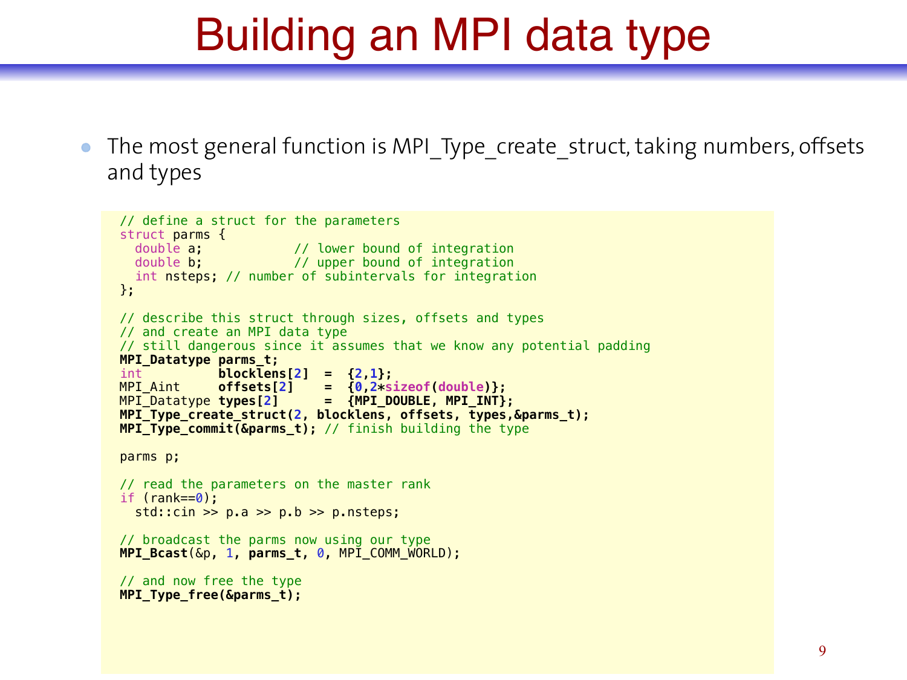# Building an MPI data type

- The most general function is MPI_Type_create_struct, taking numbers, offsets and types

```
// define a struct for the parameters
struct parms {
  double a;           // lower bound of integration
  double b;           // upper bound of integration
  int nsteps; // number of subintervals for integration
};

// describe this struct through sizes, offsets and types
// and create an MPI data type
// still dangerous since it assumes that we know any potential padding
MPI_Datatype parms_t;
int          blocklens[2]  =  {2,1};
MPI_Aint     offsets[2]    =  {0,2*sizeof(double)};
MPI_Datatype types[2]      =  {MPI_DOUBLE, MPI_INT};
MPI_Type_create_struct(2, blocklens, offsets, types,&parms_t);
MPI_Type_commit(&parms_t); // finish building the type

parms p;

// read the parameters on the master rank
if (rank==0);
  std::cin >> p.a >> p.b >> p.nsteps;

// broadcast the parms now using our type
MPI_Bcast(&p, 1, parms_t, 0, MPI_COMM_WORLD);

// and now free the type
MPI_Type_free(&parms_t);
```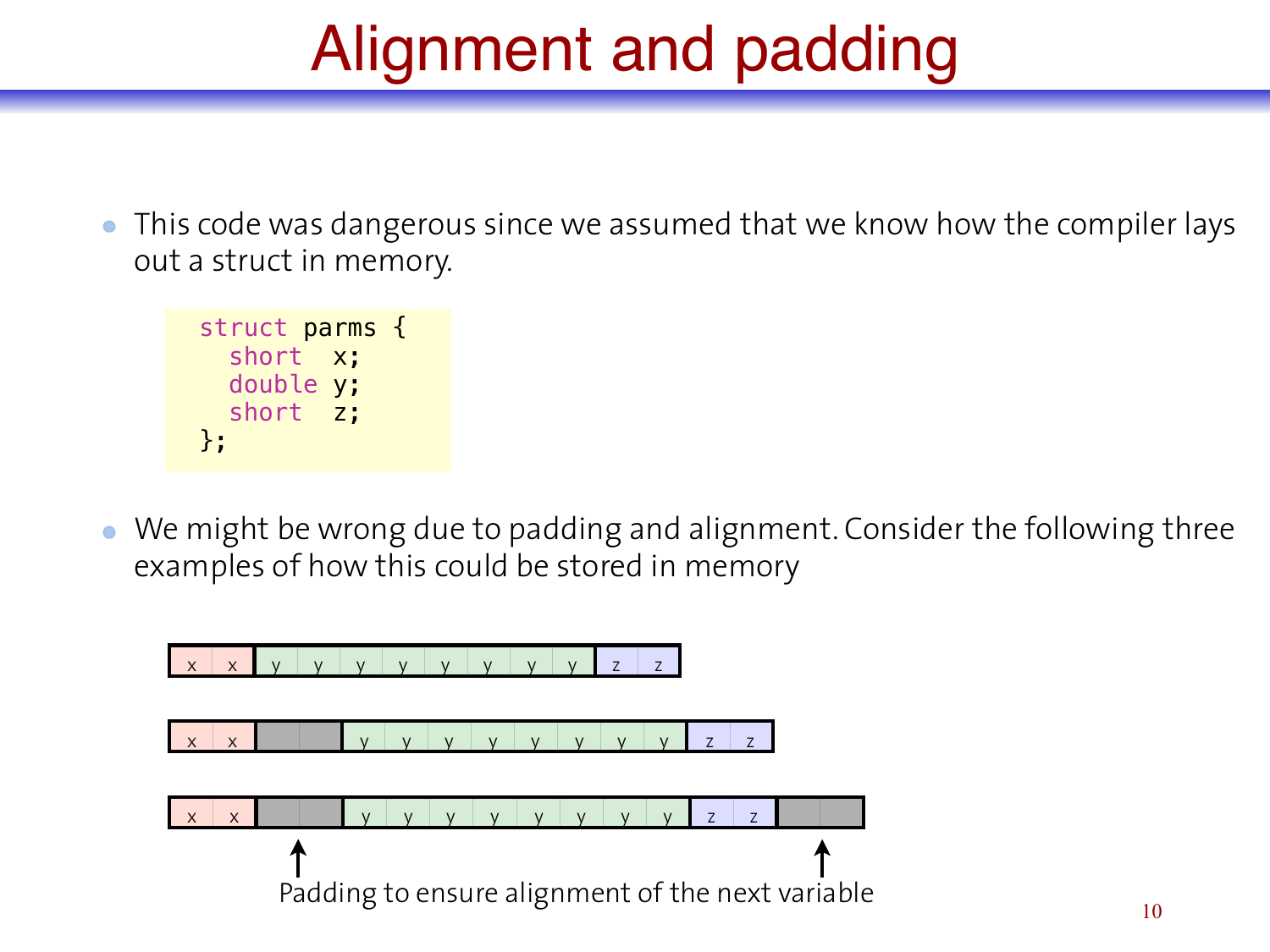# Alignment and padding

- This code was dangerous since we assumed that we know how the compiler lays out a struct in memory.

```
struct parms {
  short  x;
  double y;
  short  z;
};
```

- We might be wrong due to padding and alignment. Consider the following three examples of how this could be stored in memory

| x | x | y | y | y | y | y | y | y | y | z | z |
|---|---|---|---|---|---|---|---|---|---|---|---|

| x | x | | | y | y | y | y | y | y | y | y | z | z |
|---|---|---|---|---|---|---|---|---|---|---|---|---|---|

| x | x | | | y | y | y | y | y | y | y | y | z | z | | |
|---|---|---|---|---|---|---|---|---|---|---|---|---|---|---|---|

Padding to ensure alignment of the next variable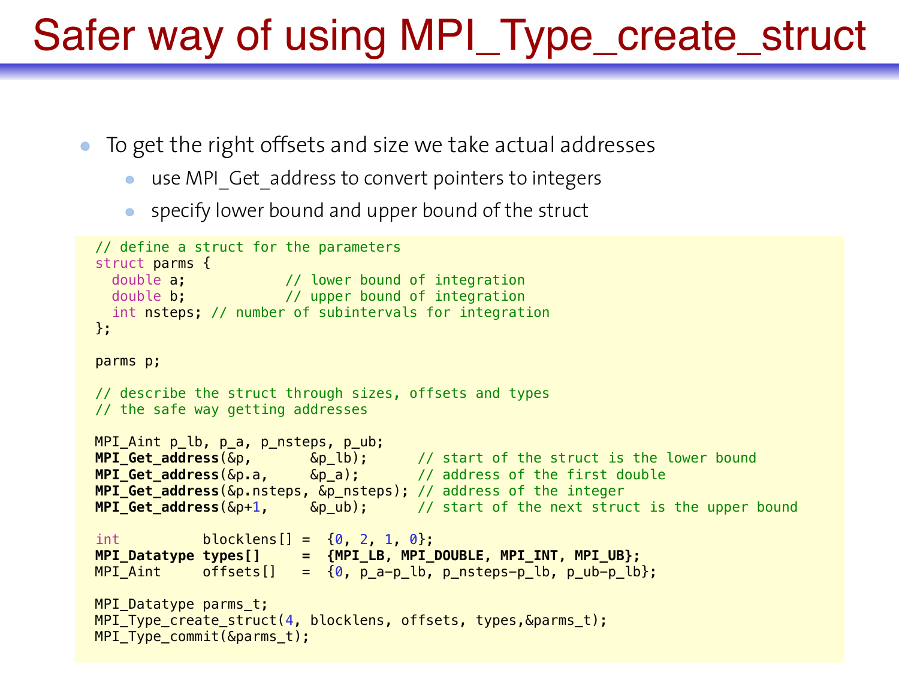# Safer way of using MPI_Type_create_struct

- To get the right offsets and size we take actual addresses
  - use MPI_Get_address to convert pointers to integers
  - specify lower bound and upper bound of the struct

```
// define a struct for the parameters
struct parms {
  double a;           // lower bound of integration
  double b;           // upper bound of integration
  int nsteps; // number of subintervals for integration
};

parms p;

// describe the struct through sizes, offsets and types
// the safe way getting addresses

MPI_Aint p_lb, p_a, p_nsteps, p_ub;
MPI_Get_address(&p,        &p_lb);      // start of the struct is the lower bound
MPI_Get_address(&p.a,      &p_a);       // address of the first double
MPI_Get_address(&p.nsteps, &p_nsteps); // address of the integer
MPI_Get_address(&p+1,      &p_ub);      // start of the next struct is the upper bound

int          blocklens[] =  {0, 2, 1, 0};
MPI_Datatype types[]     =  {MPI_LB, MPI_DOUBLE, MPI_INT, MPI_UB};
MPI_Aint     offsets[]   =  {0, p_a-p_lb, p_nsteps-p_lb, p_ub-p_lb};

MPI_Datatype parms_t;
MPI_Type_create_struct(4, blocklens, offsets, types,&parms_t);
MPI_Type_commit(&parms_t);
```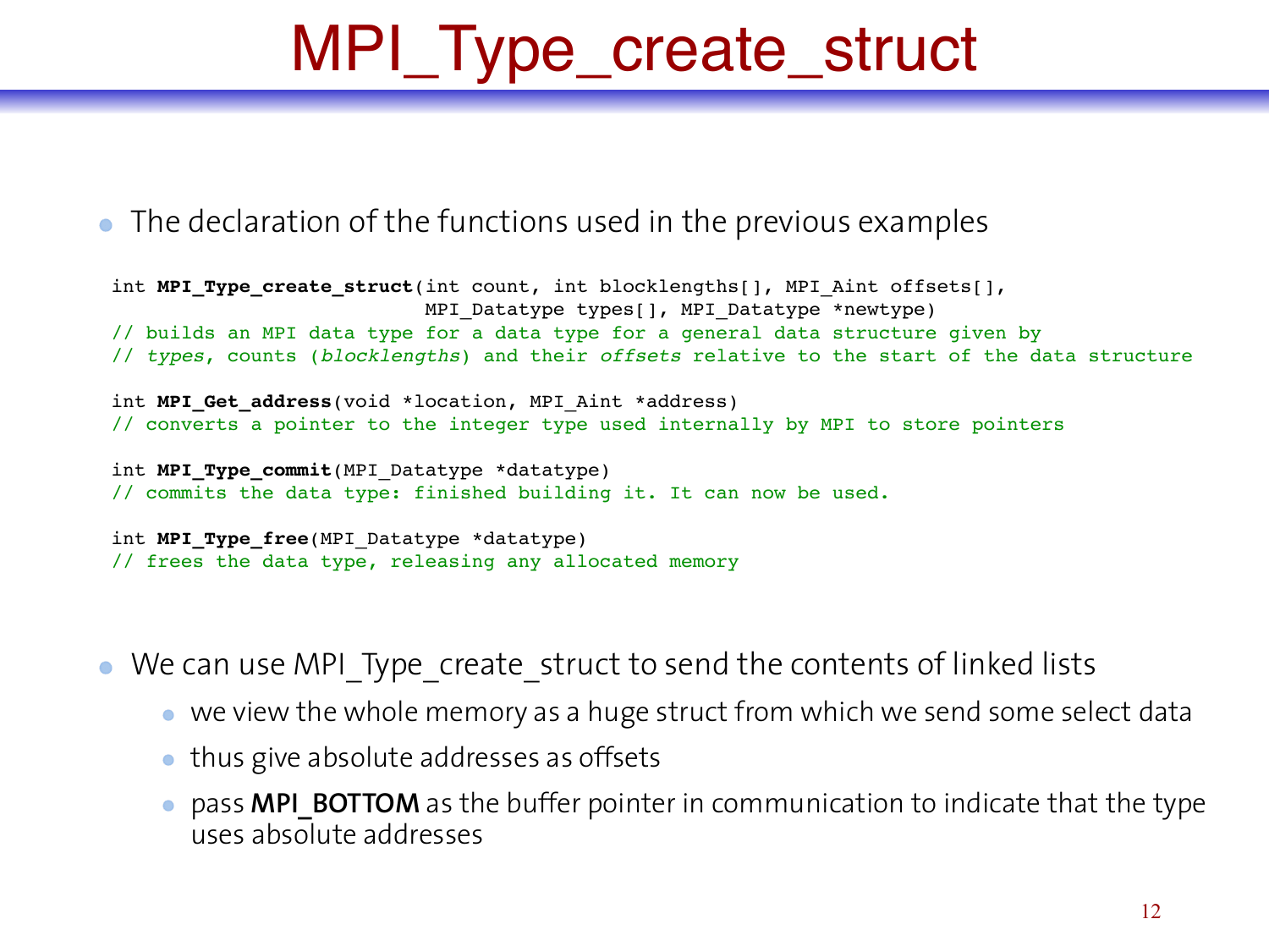# MPI_Type_create_struct

- The declaration of the functions used in the previous examples

```
int MPI_Type_create_struct(int count, int blocklengths[], MPI_Aint offsets[],
                           MPI_Datatype types[], MPI_Datatype *newtype)
// builds an MPI data type for a data type for a general data structure given by
// types, counts (blocklengths) and their offsets relative to the start of the data structure

int MPI_Get_address(void *location, MPI_Aint *address)
// converts a pointer to the integer type used internally by MPI to store pointers

int MPI_Type_commit(MPI_Datatype *datatype)
// commits the data type: finished building it. It can now be used.

int MPI_Type_free(MPI_Datatype *datatype)
// frees the data type, releasing any allocated memory
```

- We can use MPI_Type_create_struct to send the contents of linked lists
  - we view the whole memory as a huge struct from which we send some select data
  - thus give absolute addresses as offsets
  - pass **MPI_BOTTOM** as the buffer pointer in communication to indicate that the type uses absolute addresses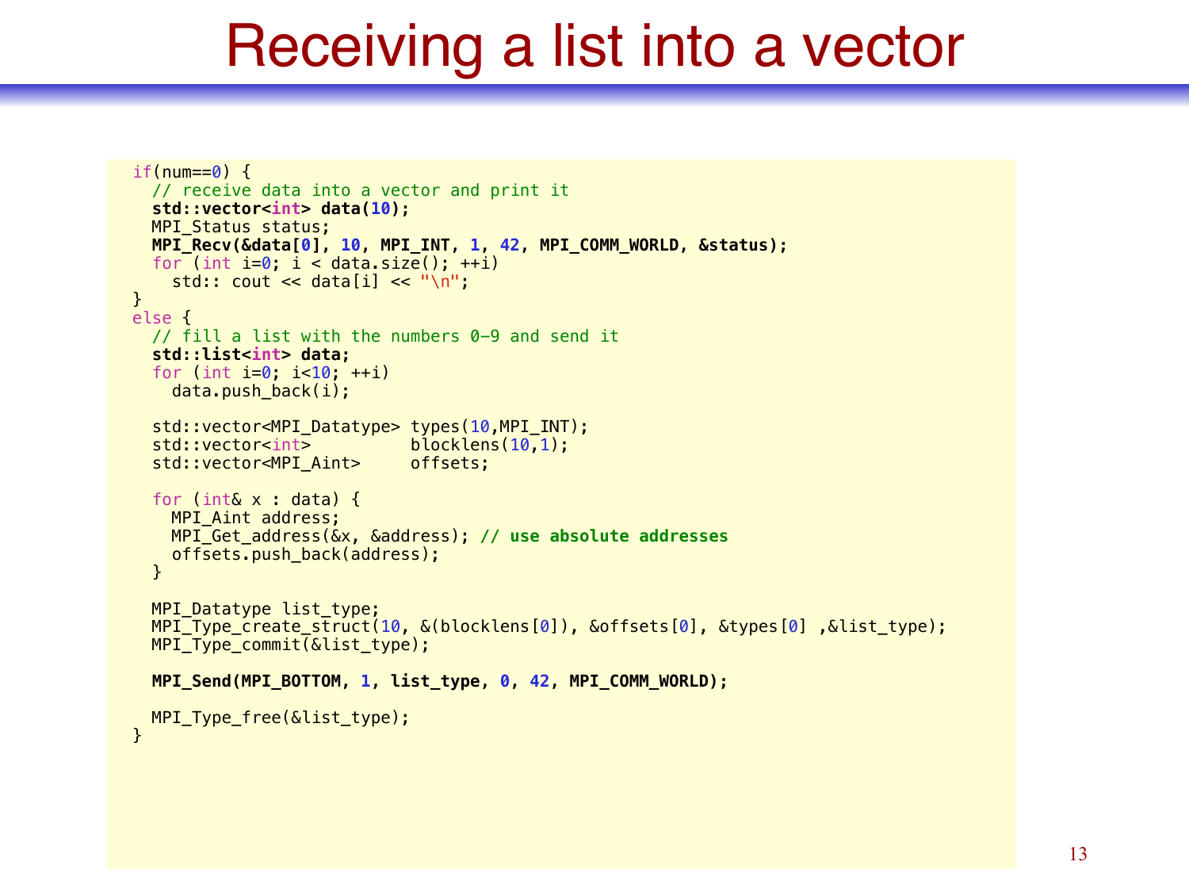# Receiving a list into a vector

```
if(num==0) {
  // receive data into a vector and print it
  std::vector<int> data(10);
  MPI_Status status;
  MPI_Recv(&data[0], 10, MPI_INT, 1, 42, MPI_COMM_WORLD, &status);
  for (int i=0; i < data.size(); ++i)
    std:: cout << data[i] << "\n";
}
else {
  // fill a list with the numbers 0-9 and send it
  std::list<int> data;
  for (int i=0; i<10; ++i)
    data.push_back(i);

  std::vector<MPI_Datatype> types(10,MPI_INT);
  std::vector<int>          blocklens(10,1);
  std::vector<MPI_Aint>     offsets;

  for (int& x : data) {
    MPI_Aint address;
    MPI_Get_address(&x, &address); // use absolute addresses
    offsets.push_back(address);
  }

  MPI_Datatype list_type;
  MPI_Type_create_struct(10, &(blocklens[0]), &offsets[0], &types[0] ,&list_type);
  MPI_Type_commit(&list_type);

  MPI_Send(MPI_BOTTOM, 1, list_type, 0, 42, MPI_COMM_WORLD);

  MPI_Type_free(&list_type);
}
```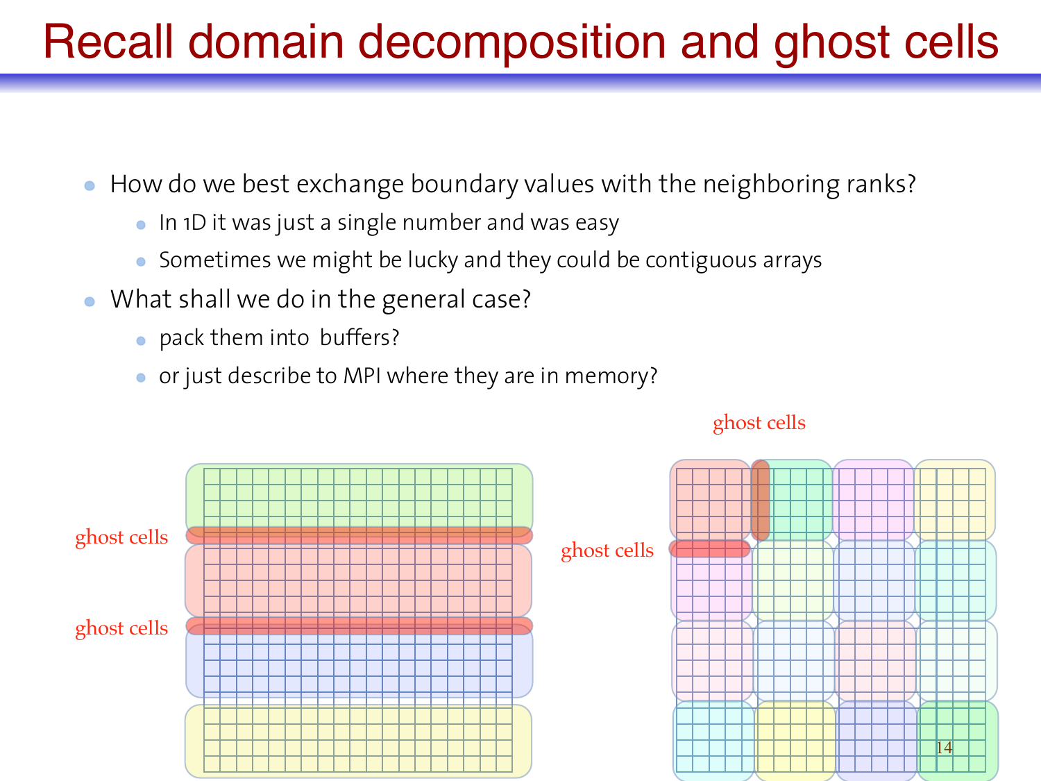# Recall domain decomposition and ghost cells

- How do we best exchange boundary values with the neighboring ranks?
  - In 1D it was just a single number and was easy
  - Sometimes we might be lucky and they could be contiguous arrays
- What shall we do in the general case?
  - pack them into buffers?
  - or just describe to MPI where they are in memory?

ghost cells

ghost cells

ghost cells

ghost cells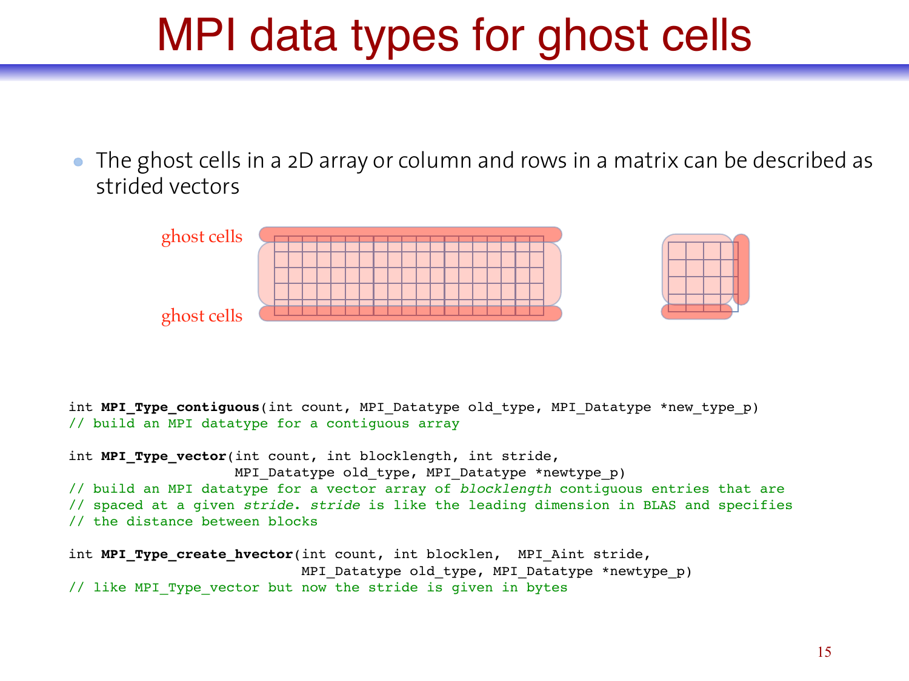# MPI data types for ghost cells

- The ghost cells in a 2D array or column and rows in a matrix can be described as strided vectors

ghost cells

ghost cells

```
int MPI_Type_contiguous(int count, MPI_Datatype old_type, MPI_Datatype *new_type_p)
// build an MPI datatype for a contiguous array

int MPI_Type_vector(int count, int blocklength, int stride,
                    MPI_Datatype old_type, MPI_Datatype *newtype_p)
// build an MPI datatype for a vector array of blocklength contiguous entries that are
// spaced at a given stride. stride is like the leading dimension in BLAS and specifies
// the distance between blocks

int MPI_Type_create_hvector(int count, int blocklen,  MPI_Aint stride,
                            MPI_Datatype old_type, MPI_Datatype *newtype_p)
// like MPI_Type_vector but now the stride is given in bytes
```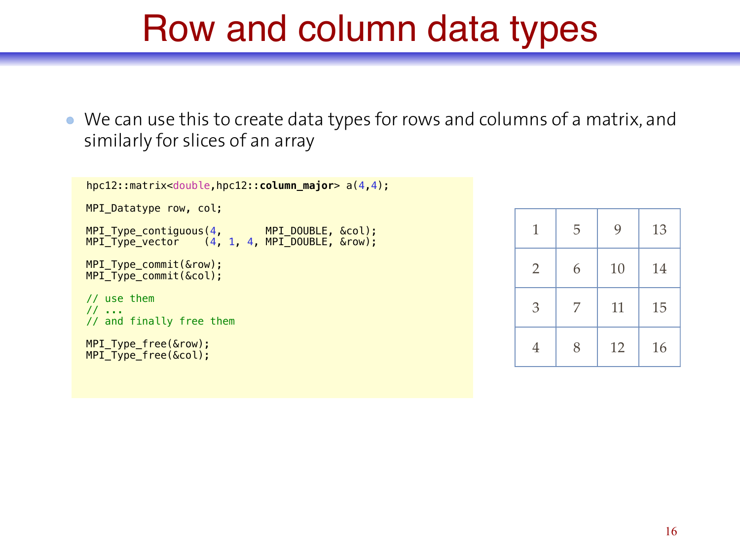# Row and column data types

- We can use this to create data types for rows and columns of a matrix, and similarly for slices of an array

```
hpc12::matrix<double,hpc12::column_major> a(4,4);

MPI_Datatype row, col;

MPI_Type_contiguous(4,       MPI_DOUBLE, &col);
MPI_Type_vector    (4, 1, 4, MPI_DOUBLE, &row);

MPI_Type_commit(&row);
MPI_Type_commit(&col);

// use them
// ...
// and finally free them

MPI_Type_free(&row);
MPI_Type_free(&col);
```

| 1 | 5 | 9 | 13 |
|---|---|---|---|
| 2 | 6 | 10 | 14 |
| 3 | 7 | 11 | 15 |
| 4 | 8 | 12 | 16 |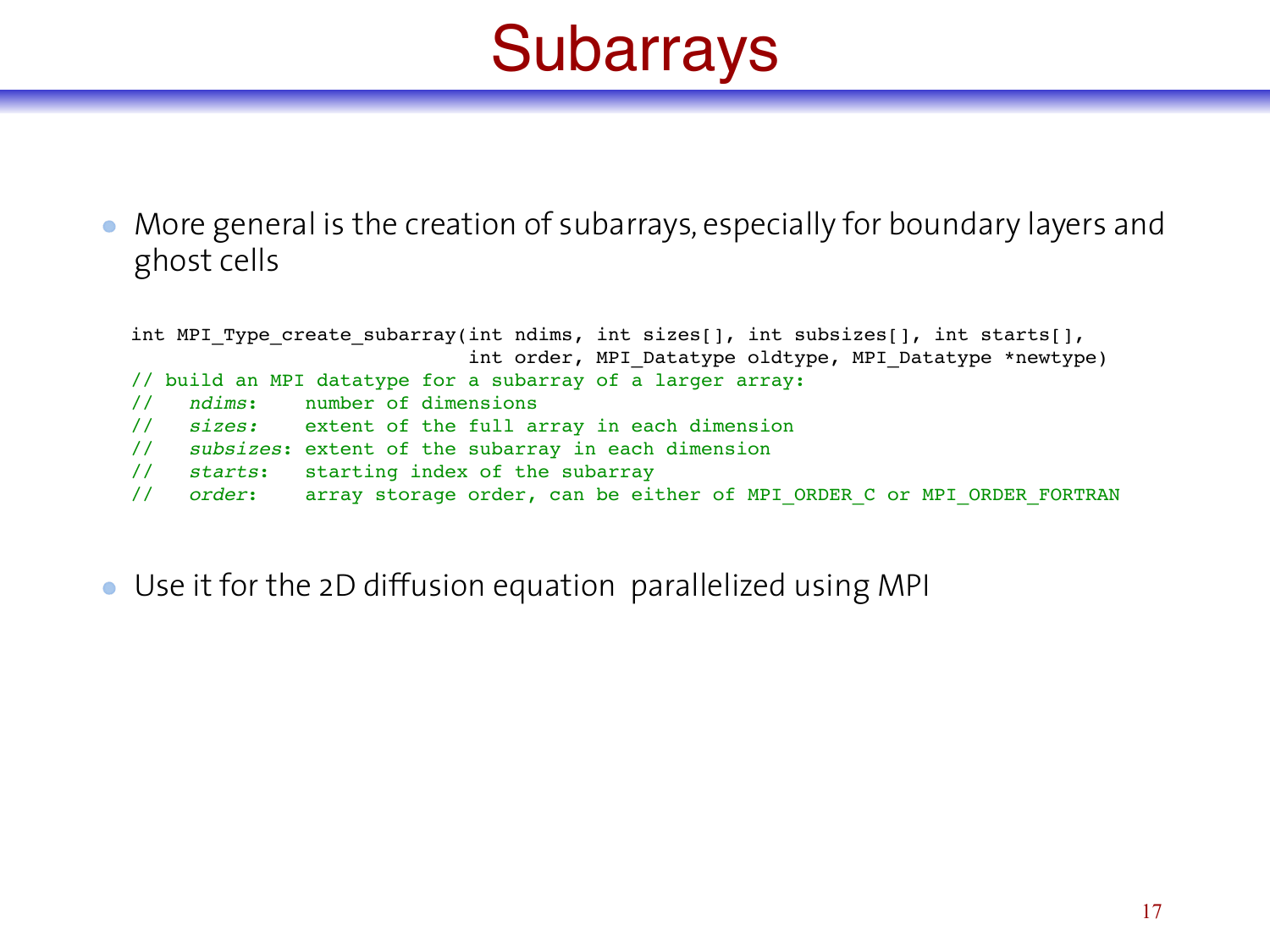# Subarrays

- More general is the creation of subarrays, especially for boundary layers and ghost cells

```
int MPI_Type_create_subarray(int ndims, int sizes[], int subsizes[], int starts[],
                             int order, MPI_Datatype oldtype, MPI_Datatype *newtype)
// build an MPI datatype for a subarray of a larger array:
//   ndims:    number of dimensions
//   sizes:    extent of the full array in each dimension
//   subsizes: extent of the subarray in each dimension
//   starts:   starting index of the subarray
//   order:    array storage order, can be either of MPI_ORDER_C or MPI_ORDER_FORTRAN
```

- Use it for the 2D diffusion equation parallelized using MPI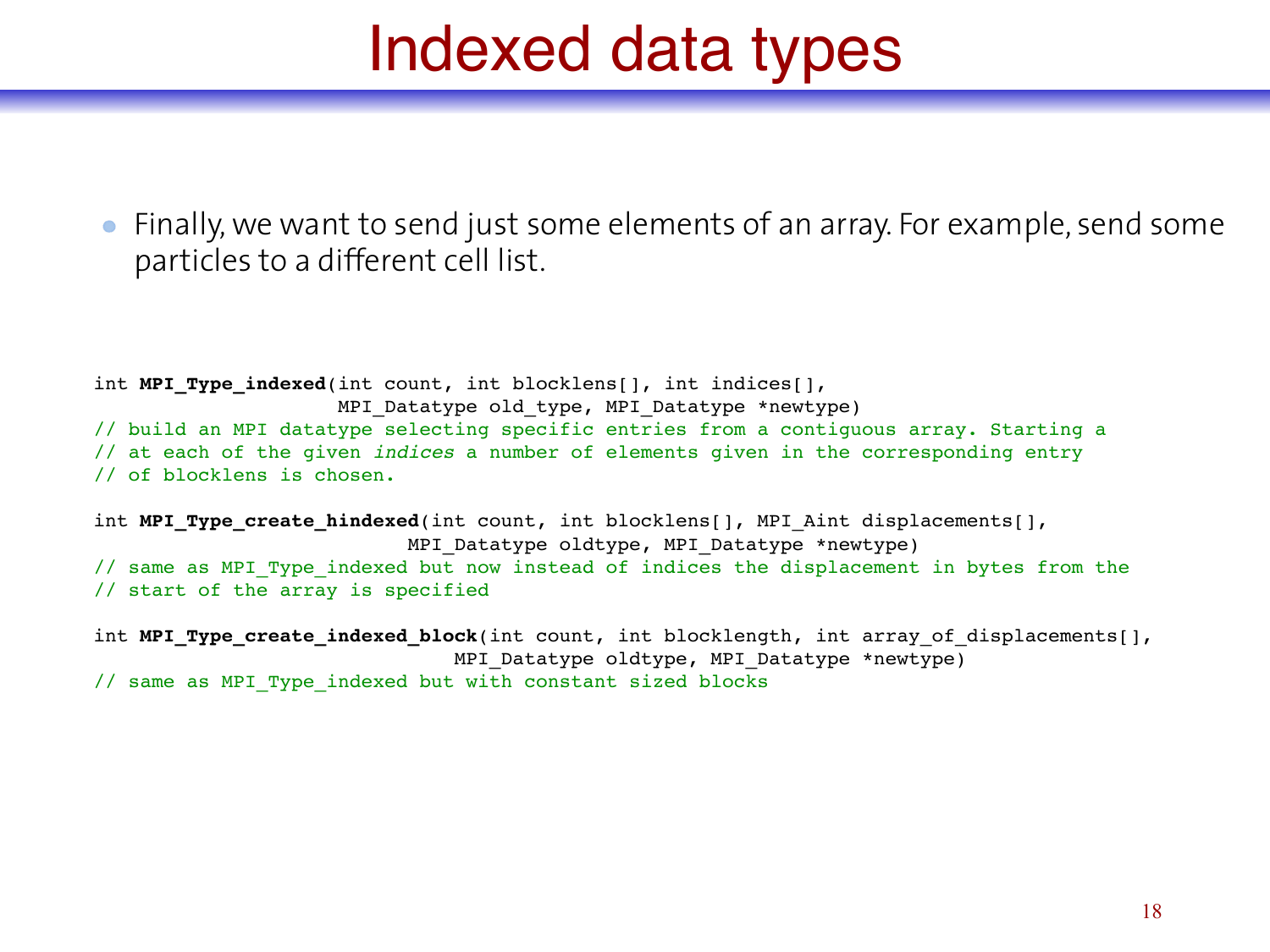# Indexed data types

- Finally, we want to send just some elements of an array. For example, send some particles to a different cell list.

```
int MPI_Type_indexed(int count, int blocklens[], int indices[],
                     MPI_Datatype old_type, MPI_Datatype *newtype)
// build an MPI datatype selecting specific entries from a contiguous array. Starting a
// at each of the given indices a number of elements given in the corresponding entry
// of blocklens is chosen.

int MPI_Type_create_hindexed(int count, int blocklens[], MPI_Aint displacements[],
                             MPI_Datatype oldtype, MPI_Datatype *newtype)
// same as MPI_Type_indexed but now instead of indices the displacement in bytes from the
// start of the array is specified

int MPI_Type_create_indexed_block(int count, int blocklength, int array_of_displacements[],
                                  MPI_Datatype oldtype, MPI_Datatype *newtype)
// same as MPI_Type_indexed but with constant sized blocks
```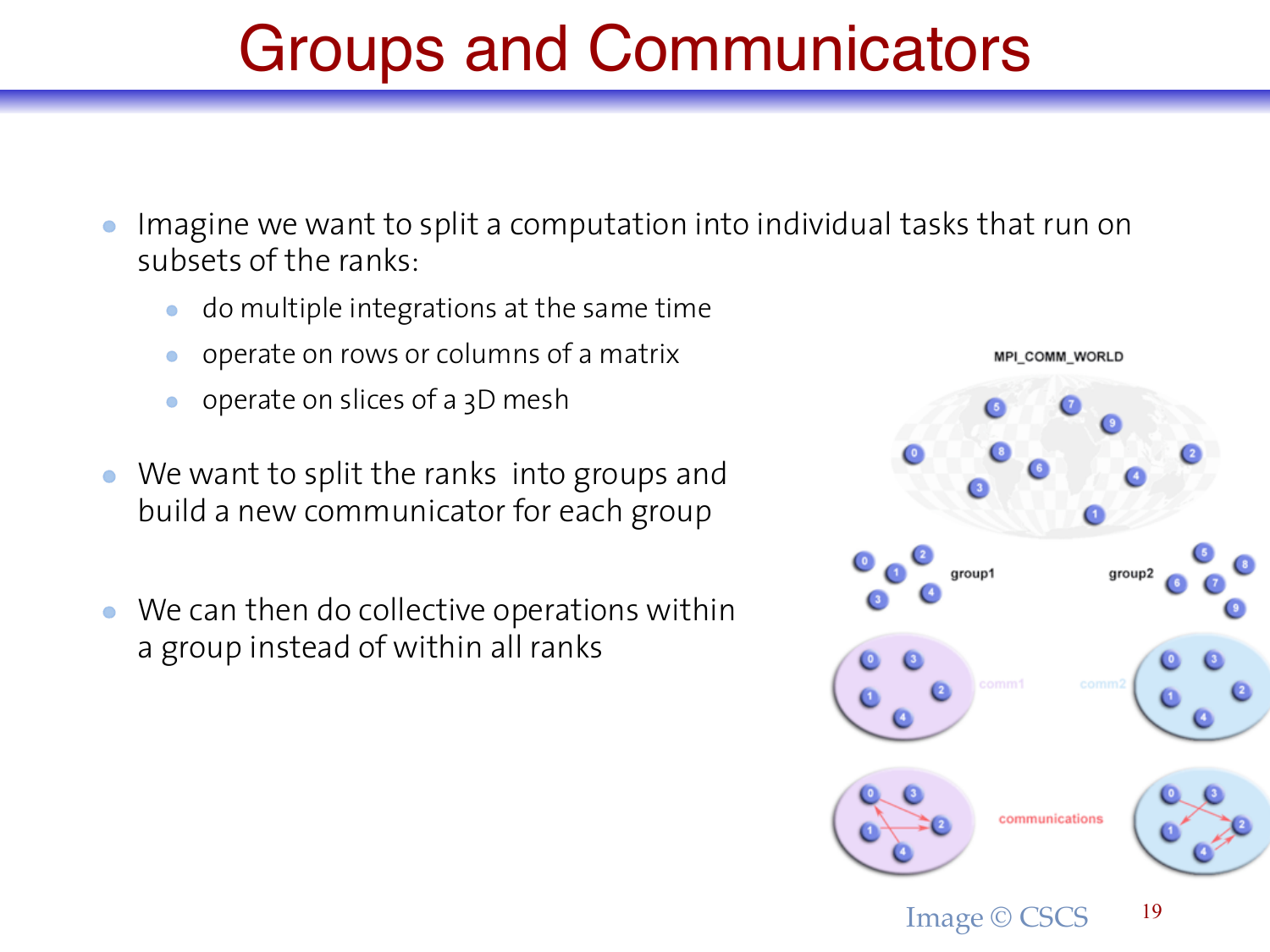# Groups and Communicators

- Imagine we want to split a computation into individual tasks that run on subsets of the ranks:
  - do multiple integrations at the same time
  - operate on rows or columns of a matrix
  - operate on slices of a 3D mesh
- We want to split the ranks into groups and build a new communicator for each group
- We can then do collective operations within a group instead of within all ranks

Image © CSCS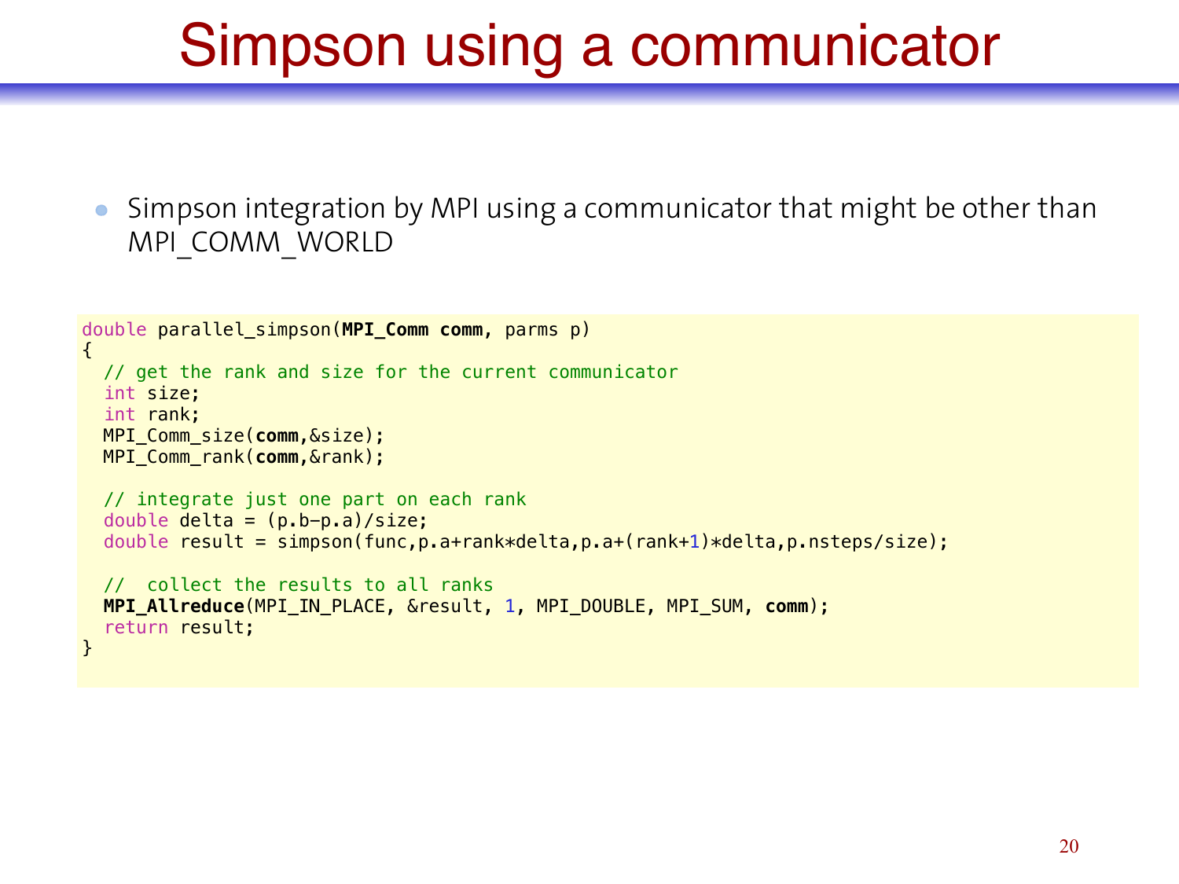# Simpson using a communicator

- Simpson integration by MPI using a communicator that might be other than MPI_COMM_WORLD

```
double parallel_simpson(MPI_Comm comm, parms p)
{
  // get the rank and size for the current communicator
  int size;
  int rank;
  MPI_Comm_size(comm,&size);
  MPI_Comm_rank(comm,&rank);

  // integrate just one part on each rank
  double delta = (p.b-p.a)/size;
  double result = simpson(func,p.a+rank*delta,p.a+(rank+1)*delta,p.nsteps/size);

  //  collect the results to all ranks
  MPI_Allreduce(MPI_IN_PLACE, &result, 1, MPI_DOUBLE, MPI_SUM, comm);
  return result;
}
```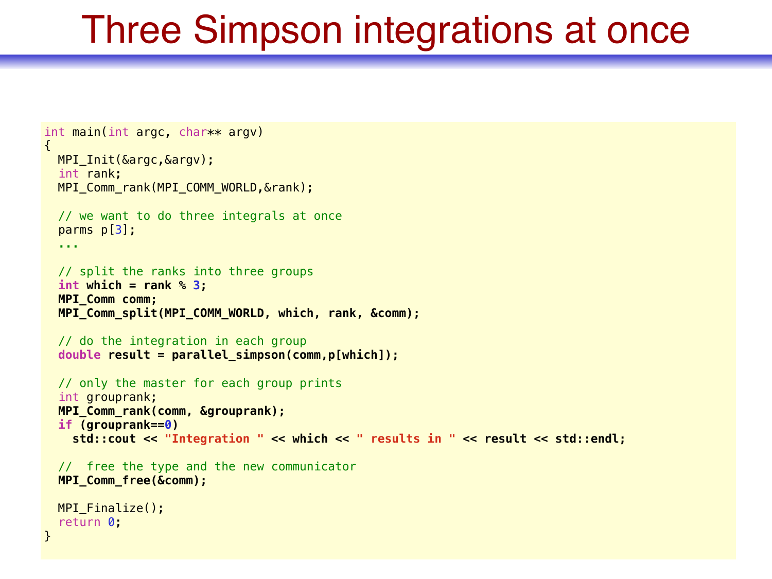# Three Simpson integrations at once

```
int main(int argc, char** argv)
{
  MPI_Init(&argc,&argv);
  int rank;
  MPI_Comm_rank(MPI_COMM_WORLD,&rank);

  // we want to do three integrals at once
  parms p[3];
  ...

  // split the ranks into three groups
  int which = rank % 3;
  MPI_Comm comm;
  MPI_Comm_split(MPI_COMM_WORLD, which, rank, &comm);

  // do the integration in each group
  double result = parallel_simpson(comm,p[which]);

  // only the master for each group prints
  int grouprank;
  MPI_Comm_rank(comm, &grouprank);
  if (grouprank==0)
    std::cout << "Integration " << which << " results in " << result << std::endl;

  //  free the type and the new communicator
  MPI_Comm_free(&comm);

  MPI_Finalize();
  return 0;
}
```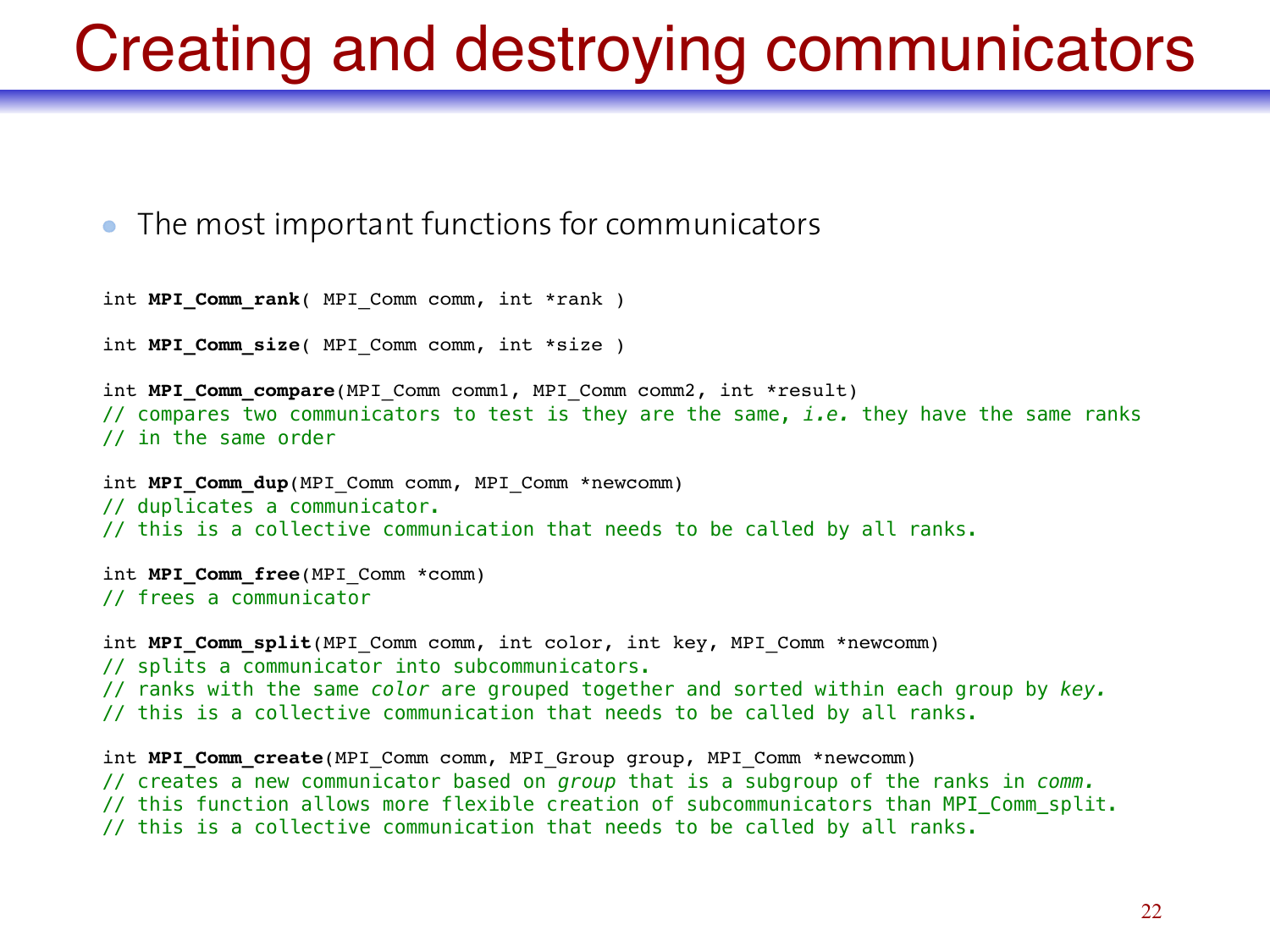# Creating and destroying communicators

- The most important functions for communicators

```
int MPI_Comm_rank( MPI_Comm comm, int *rank )

int MPI_Comm_size( MPI_Comm comm, int *size )

int MPI_Comm_compare(MPI_Comm comm1, MPI_Comm comm2, int *result)
// compares two communicators to test is they are the same, i.e. they have the same ranks
// in the same order

int MPI_Comm_dup(MPI_Comm comm, MPI_Comm *newcomm)
// duplicates a communicator.
// this is a collective communication that needs to be called by all ranks.

int MPI_Comm_free(MPI_Comm *comm)
// frees a communicator

int MPI_Comm_split(MPI_Comm comm, int color, int key, MPI_Comm *newcomm)
// splits a communicator into subcommunicators.
// ranks with the same color are grouped together and sorted within each group by key.
// this is a collective communication that needs to be called by all ranks.

int MPI_Comm_create(MPI_Comm comm, MPI_Group group, MPI_Comm *newcomm)
// creates a new communicator based on group that is a subgroup of the ranks in comm.
// this function allows more flexible creation of subcommunicators than MPI_Comm_split.
// this is a collective communication that needs to be called by all ranks.
```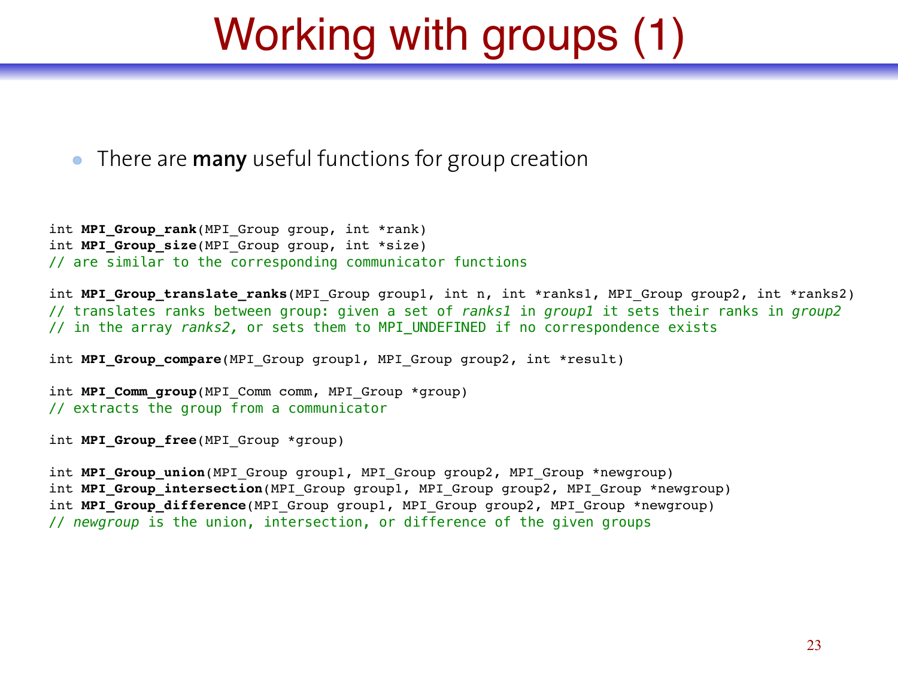# Working with groups (1)

- There are **many** useful functions for group creation

```
int MPI_Group_rank(MPI_Group group, int *rank)
int MPI_Group_size(MPI_Group group, int *size)
// are similar to the corresponding communicator functions

int MPI_Group_translate_ranks(MPI_Group group1, int n, int *ranks1, MPI_Group group2, int *ranks2)
// translates ranks between group: given a set of ranks1 in group1 it sets their ranks in group2
// in the array ranks2, or sets them to MPI_UNDEFINED if no correspondence exists

int MPI_Group_compare(MPI_Group group1, MPI_Group group2, int *result)

int MPI_Comm_group(MPI_Comm comm, MPI_Group *group)
// extracts the group from a communicator

int MPI_Group_free(MPI_Group *group)

int MPI_Group_union(MPI_Group group1, MPI_Group group2, MPI_Group *newgroup)
int MPI_Group_intersection(MPI_Group group1, MPI_Group group2, MPI_Group *newgroup)
int MPI_Group_difference(MPI_Group group1, MPI_Group group2, MPI_Group *newgroup)
// newgroup is the union, intersection, or difference of the given groups
```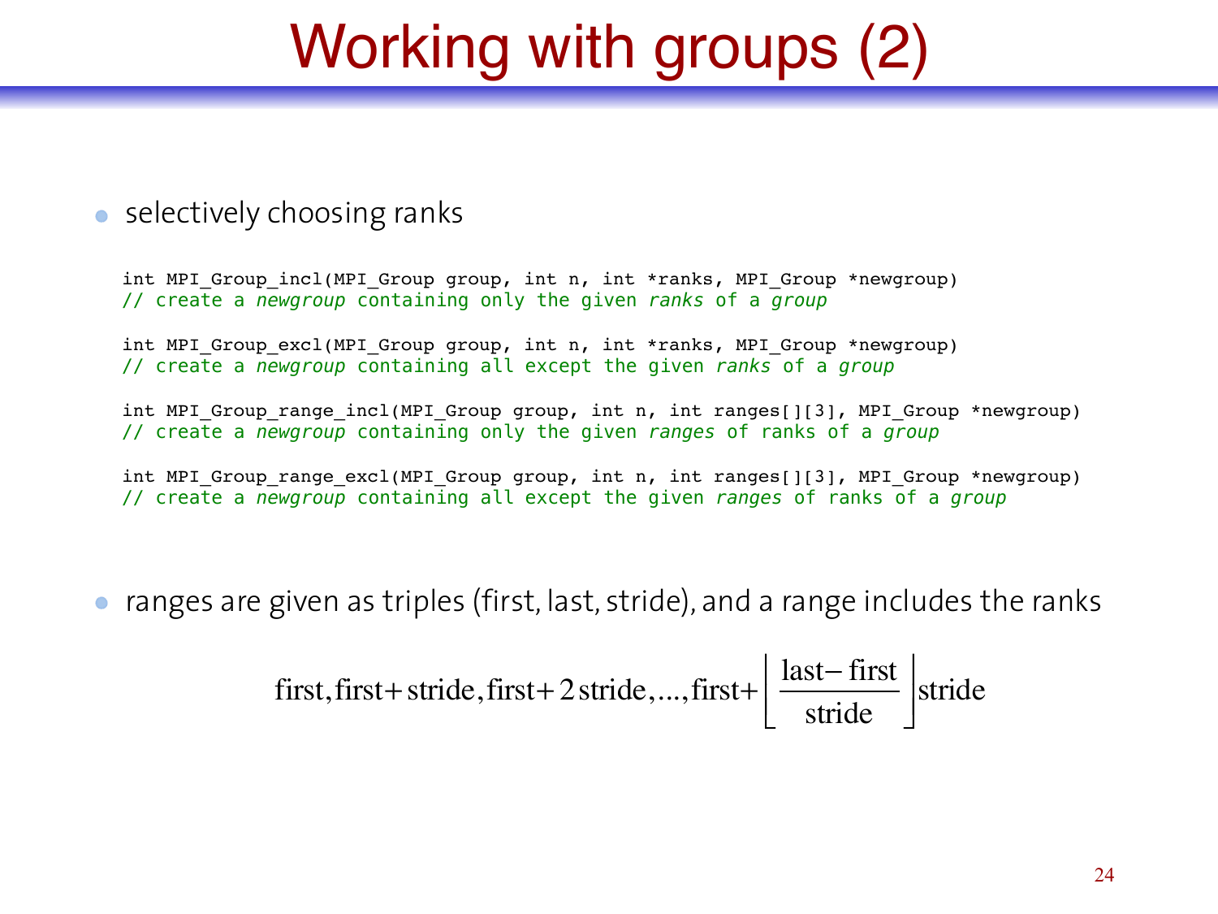# Working with groups (2)

- selectively choosing ranks

```
int MPI_Group_incl(MPI_Group group, int n, int *ranks, MPI_Group *newgroup)
// create a newgroup containing only the given ranks of a group

int MPI_Group_excl(MPI_Group group, int n, int *ranks, MPI_Group *newgroup)
// create a newgroup containing all except the given ranks of a group

int MPI_Group_range_incl(MPI_Group group, int n, int ranges[][3], MPI_Group *newgroup)
// create a newgroup containing only the given ranges of ranks of a group

int MPI_Group_range_excl(MPI_Group group, int n, int ranges[][3], MPI_Group *newgroup)
// create a newgroup containing all except the given ranges of ranks of a group
```

- ranges are given as triples (first, last, stride), and a range includes the ranks

$$\text{first}, \text{first} + \text{stride}, \text{first} + 2\,\text{stride}, \ldots, \text{first} + \left\lfloor \frac{\text{last} - \text{first}}{\text{stride}} \right\rfloor \text{stride}$$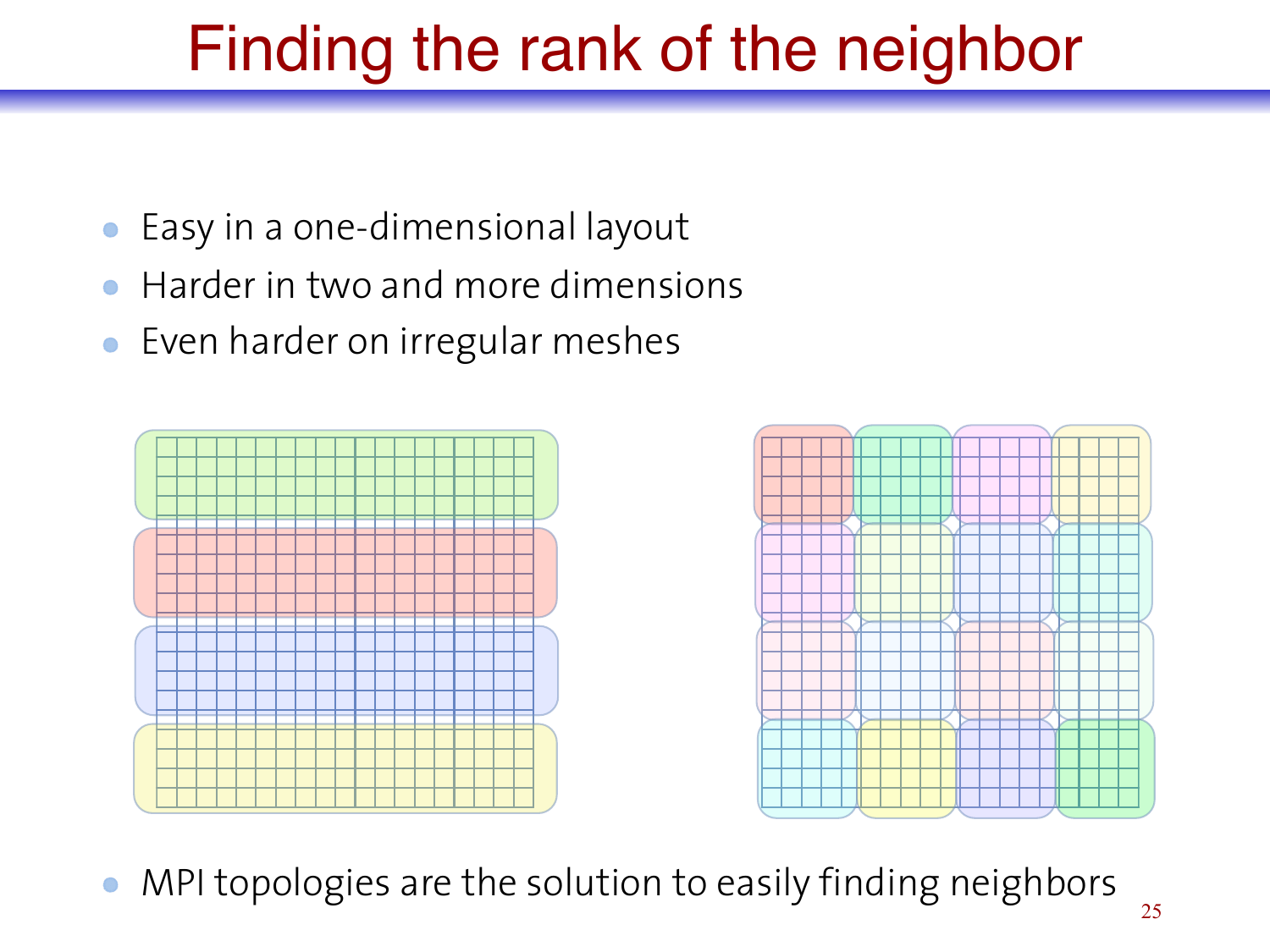# Finding the rank of the neighbor

- Easy in a one-dimensional layout
- Harder in two and more dimensions
- Even harder on irregular meshes

- MPI topologies are the solution to easily finding neighbors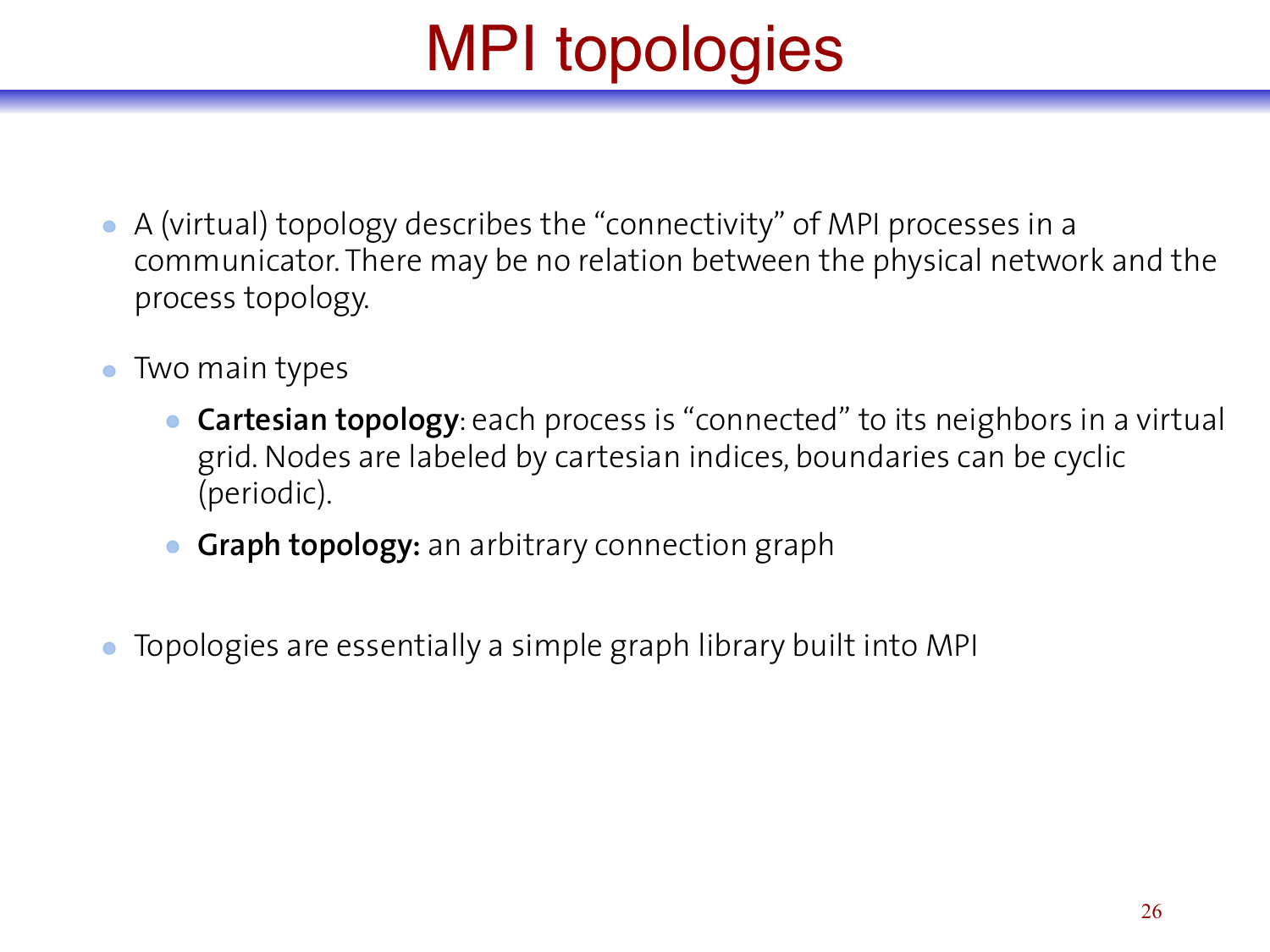# MPI topologies

- A (virtual) topology describes the "connectivity" of MPI processes in a communicator. There may be no relation between the physical network and the process topology.
- Two main types
  - **Cartesian topology**: each process is "connected" to its neighbors in a virtual grid. Nodes are labeled by cartesian indices, boundaries can be cyclic (periodic).
  - **Graph topology:** an arbitrary connection graph
- Topologies are essentially a simple graph library built into MPI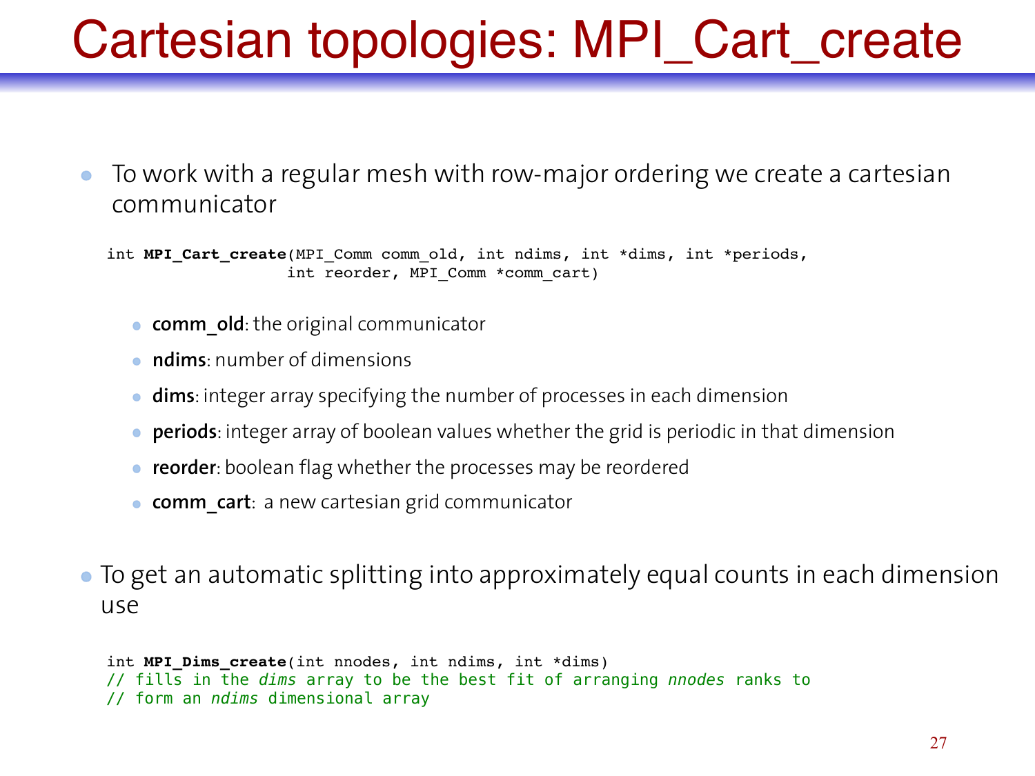# Cartesian topologies: MPI_Cart_create

- To work with a regular mesh with row-major ordering we create a cartesian communicator

```
int MPI_Cart_create(MPI_Comm comm_old, int ndims, int *dims, int *periods,
                    int reorder, MPI_Comm *comm_cart)
```

  - **comm_old**: the original communicator
  - **ndims**: number of dimensions
  - **dims**: integer array specifying the number of processes in each dimension
  - **periods**: integer array of boolean values whether the grid is periodic in that dimension
  - **reorder**: boolean flag whether the processes may be reordered
  - **comm_cart**: a new cartesian grid communicator

- To get an automatic splitting into approximately equal counts in each dimension use

```
int MPI_Dims_create(int nnodes, int ndims, int *dims)
// fills in the dims array to be the best fit of arranging nnodes ranks to
// form an ndims dimensional array
```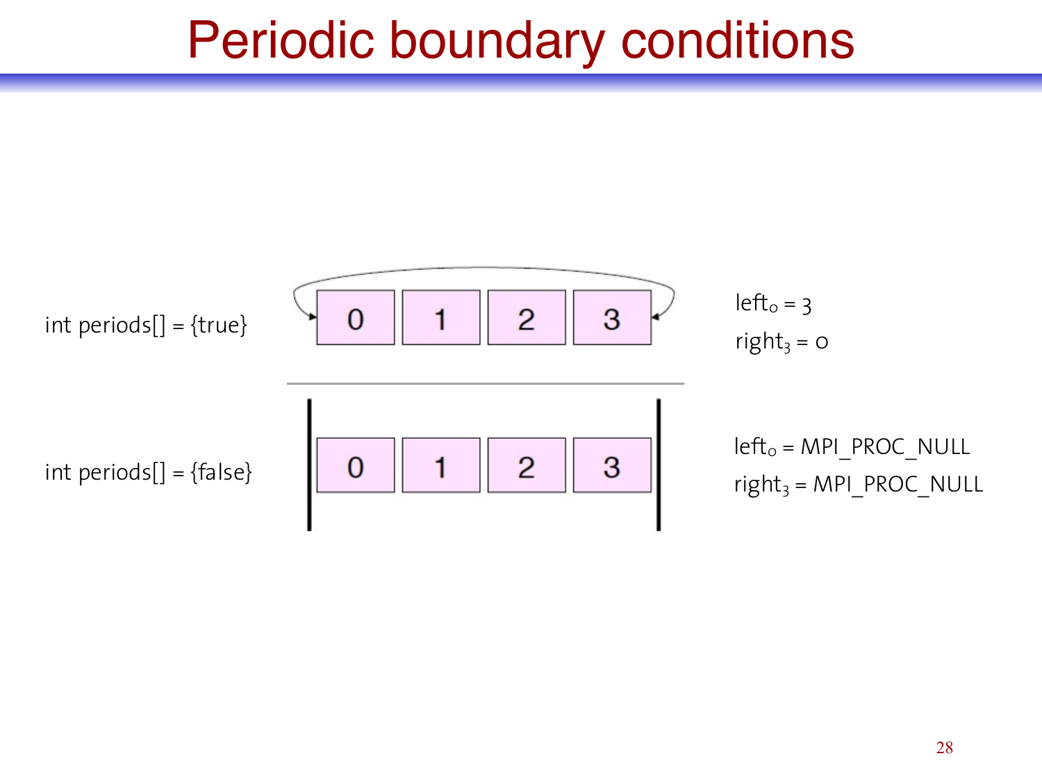# Periodic boundary conditions

int periods[] = {true}

| 0 | 1 | 2 | 3 |
|---|---|---|---|

$left_0 = 3$

$right_3 = 0$

int periods[] = {false}

| 0 | 1 | 2 | 3 |
|---|---|---|---|

$left_0$ = MPI_PROC_NULL

$right_3$ = MPI_PROC_NULL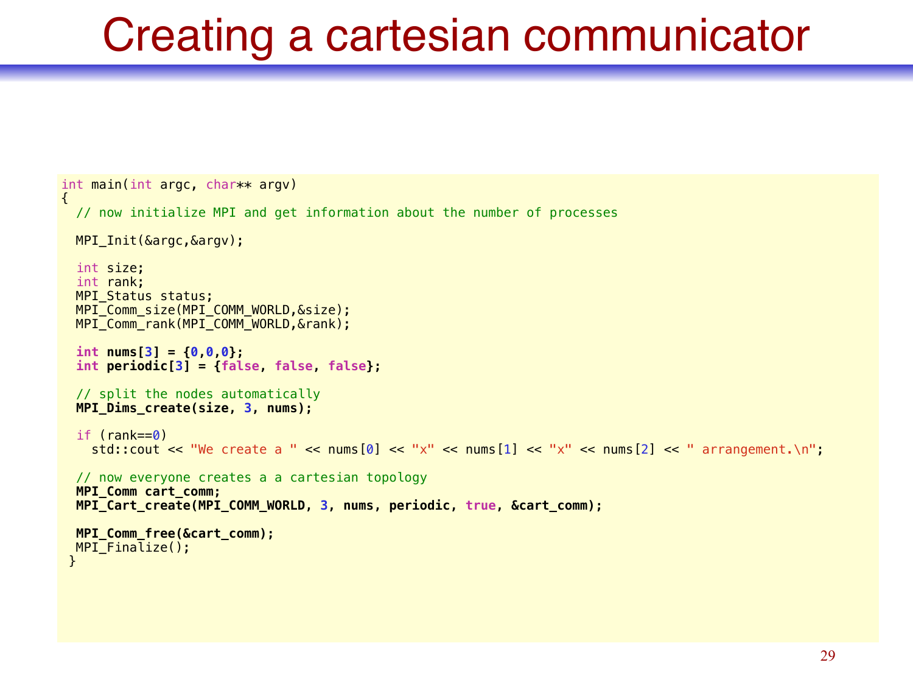# Creating a cartesian communicator

```
int main(int argc, char** argv)
{
  // now initialize MPI and get information about the number of processes

  MPI_Init(&argc,&argv);

  int size;
  int rank;
  MPI_Status status;
  MPI_Comm_size(MPI_COMM_WORLD,&size);
  MPI_Comm_rank(MPI_COMM_WORLD,&rank);

  int nums[3] = {0,0,0};
  int periodic[3] = {false, false, false};

  // split the nodes automatically
  MPI_Dims_create(size, 3, nums);

  if (rank==0)
    std::cout << "We create a " << nums[0] << "x" << nums[1] << "x" << nums[2] << " arrangement.\n";

  // now everyone creates a a cartesian topology
  MPI_Comm cart_comm;
  MPI_Cart_create(MPI_COMM_WORLD, 3, nums, periodic, true, &cart_comm);

  MPI_Comm_free(&cart_comm);
  MPI_Finalize();
 }
```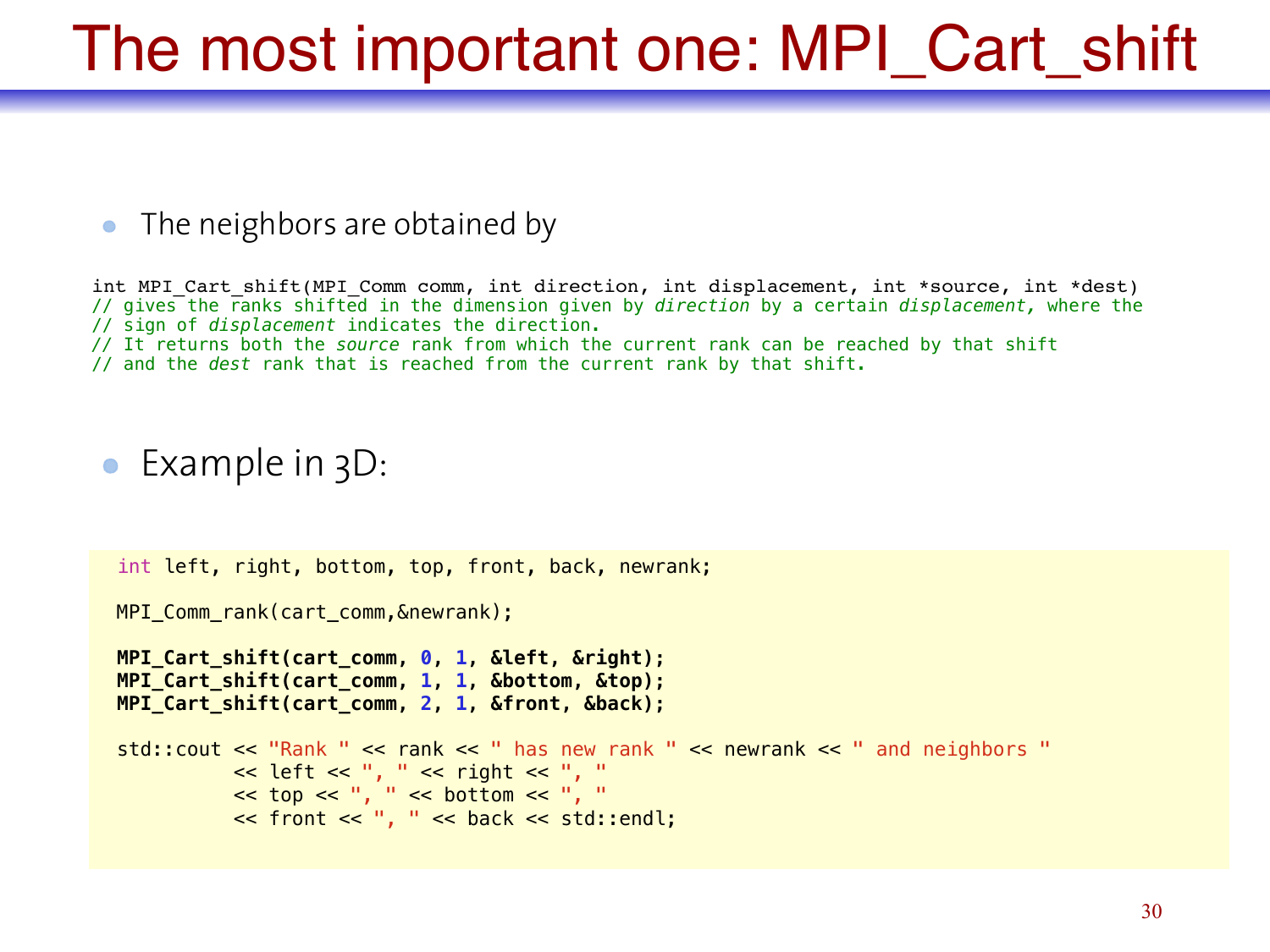# The most important one: MPI_Cart_shift

- The neighbors are obtained by

```
int MPI_Cart_shift(MPI_Comm comm, int direction, int displacement, int *source, int *dest)
// gives the ranks shifted in the dimension given by direction by a certain displacement, where the
// sign of displacement indicates the direction.
// It returns both the source rank from which the current rank can be reached by that shift
// and the dest rank that is reached from the current rank by that shift.
```

- Example in 3D:

```
int left, right, bottom, top, front, back, newrank;

MPI_Comm_rank(cart_comm,&newrank);

MPI_Cart_shift(cart_comm, 0, 1, &left, &right);
MPI_Cart_shift(cart_comm, 1, 1, &bottom, &top);
MPI_Cart_shift(cart_comm, 2, 1, &front, &back);

std::cout << "Rank " << rank << " has new rank " << newrank << " and neighbors "
          << left << ", " << right << ", "
          << top << ", " << bottom << ", "
          << front << ", " << back << std::endl;
```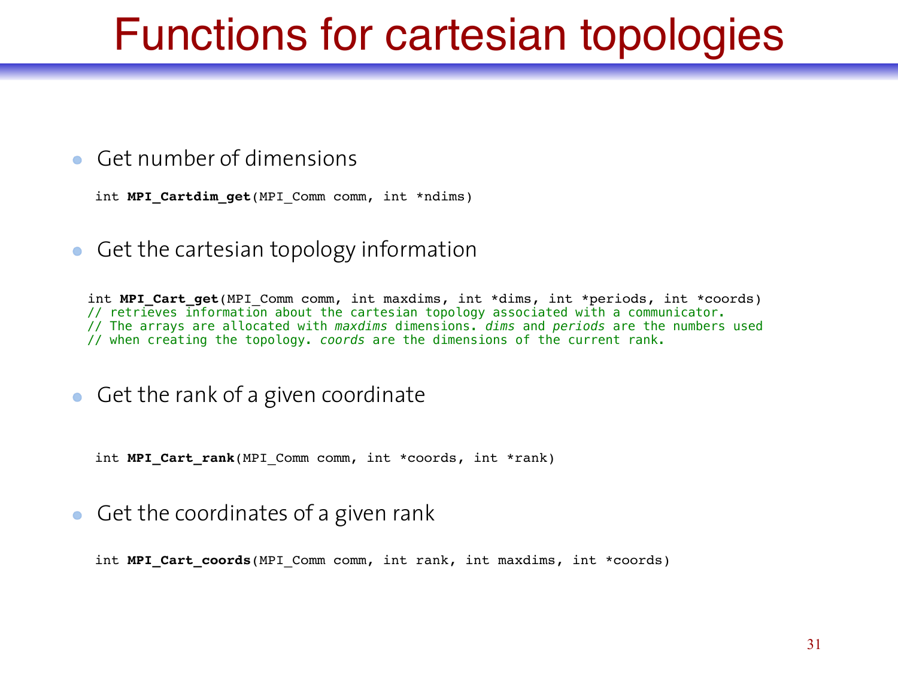# Functions for cartesian topologies

- Get number of dimensions

```
int MPI_Cartdim_get(MPI_Comm comm, int *ndims)
```

- Get the cartesian topology information

```
int MPI_Cart_get(MPI_Comm comm, int maxdims, int *dims, int *periods, int *coords)
// retrieves information about the cartesian topology associated with a communicator.
// The arrays are allocated with maxdims dimensions. dims and periods are the numbers used
// when creating the topology. coords are the dimensions of the current rank.
```

- Get the rank of a given coordinate

```
int MPI_Cart_rank(MPI_Comm comm, int *coords, int *rank)
```

- Get the coordinates of a given rank

```
int MPI_Cart_coords(MPI_Comm comm, int rank, int maxdims, int *coords)
```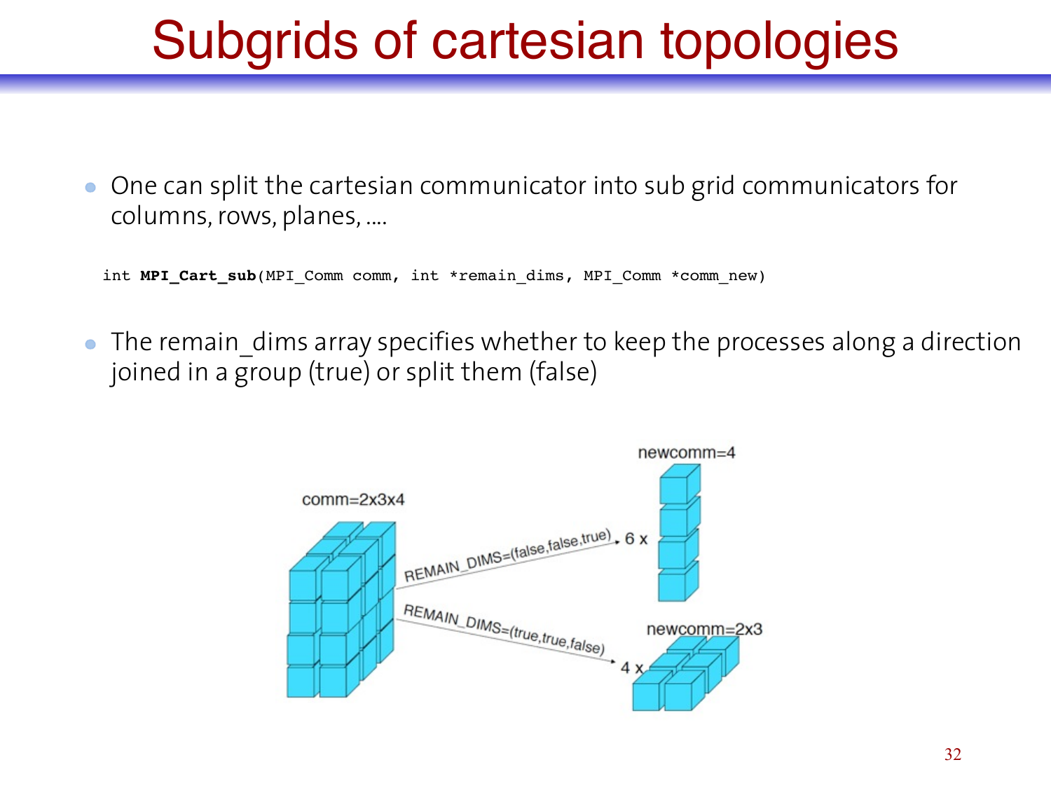# Subgrids of cartesian topologies

- One can split the cartesian communicator into sub grid communicators for columns, rows, planes, ....

```
int MPI_Cart_sub(MPI_Comm comm, int *remain_dims, MPI_Comm *comm_new)
```

- The remain_dims array specifies whether to keep the processes along a direction joined in a group (true) or split them (false)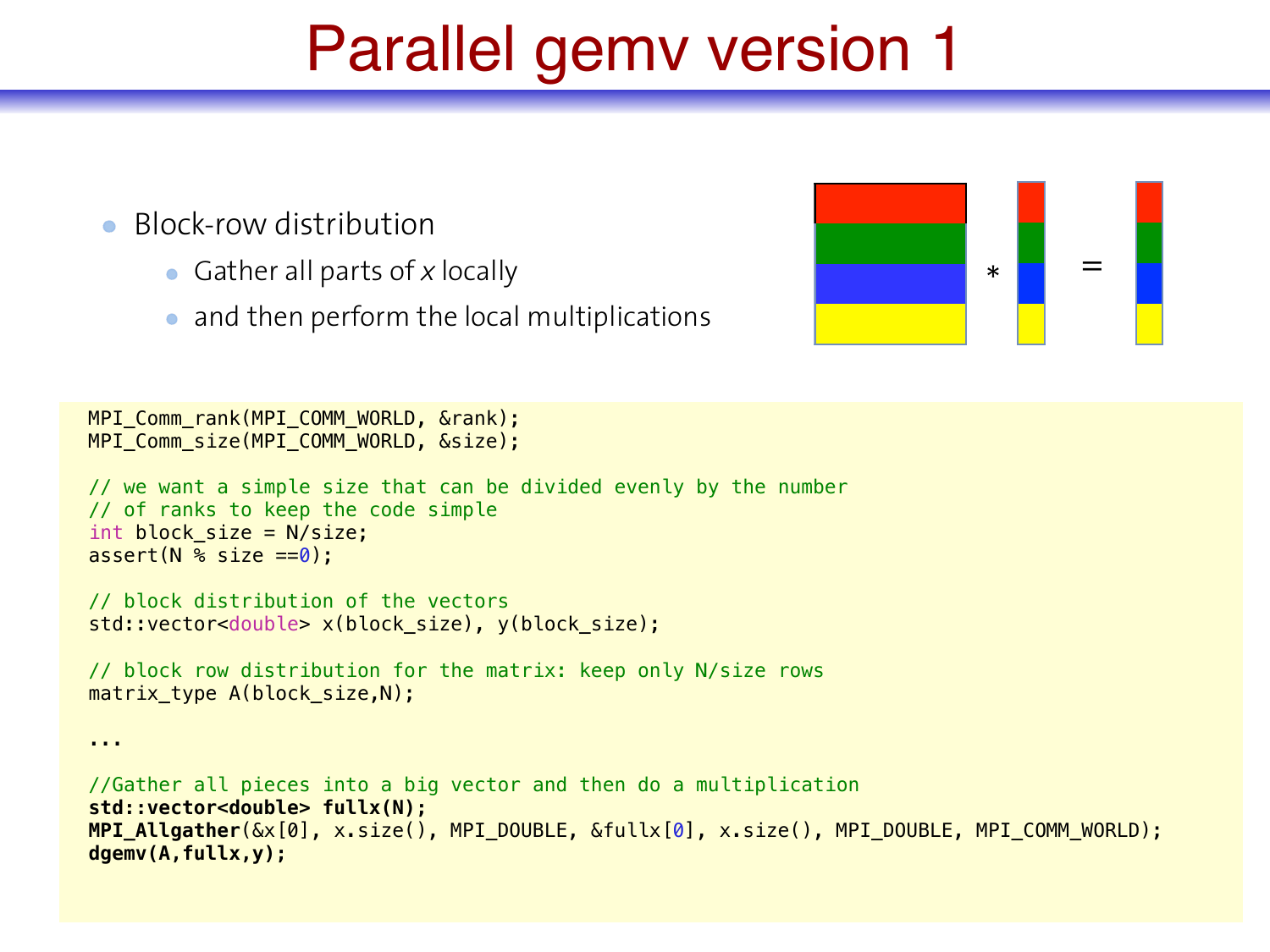# Parallel gemv version 1

- Block-row distribution
  - Gather all parts of *x* locally
  - and then perform the local multiplications

```
MPI_Comm_rank(MPI_COMM_WORLD, &rank);
MPI_Comm_size(MPI_COMM_WORLD, &size);

// we want a simple size that can be divided evenly by the number
// of ranks to keep the code simple
int block_size = N/size;
assert(N % size ==0);

// block distribution of the vectors
std::vector<double> x(block_size), y(block_size);

// block row distribution for the matrix: keep only N/size rows
matrix_type A(block_size,N);

...

//Gather all pieces into a big vector and then do a multiplication
std::vector<double> fullx(N);
MPI_Allgather(&x[0], x.size(), MPI_DOUBLE, &fullx[0], x.size(), MPI_DOUBLE, MPI_COMM_WORLD);
dgemv(A,fullx,y);
```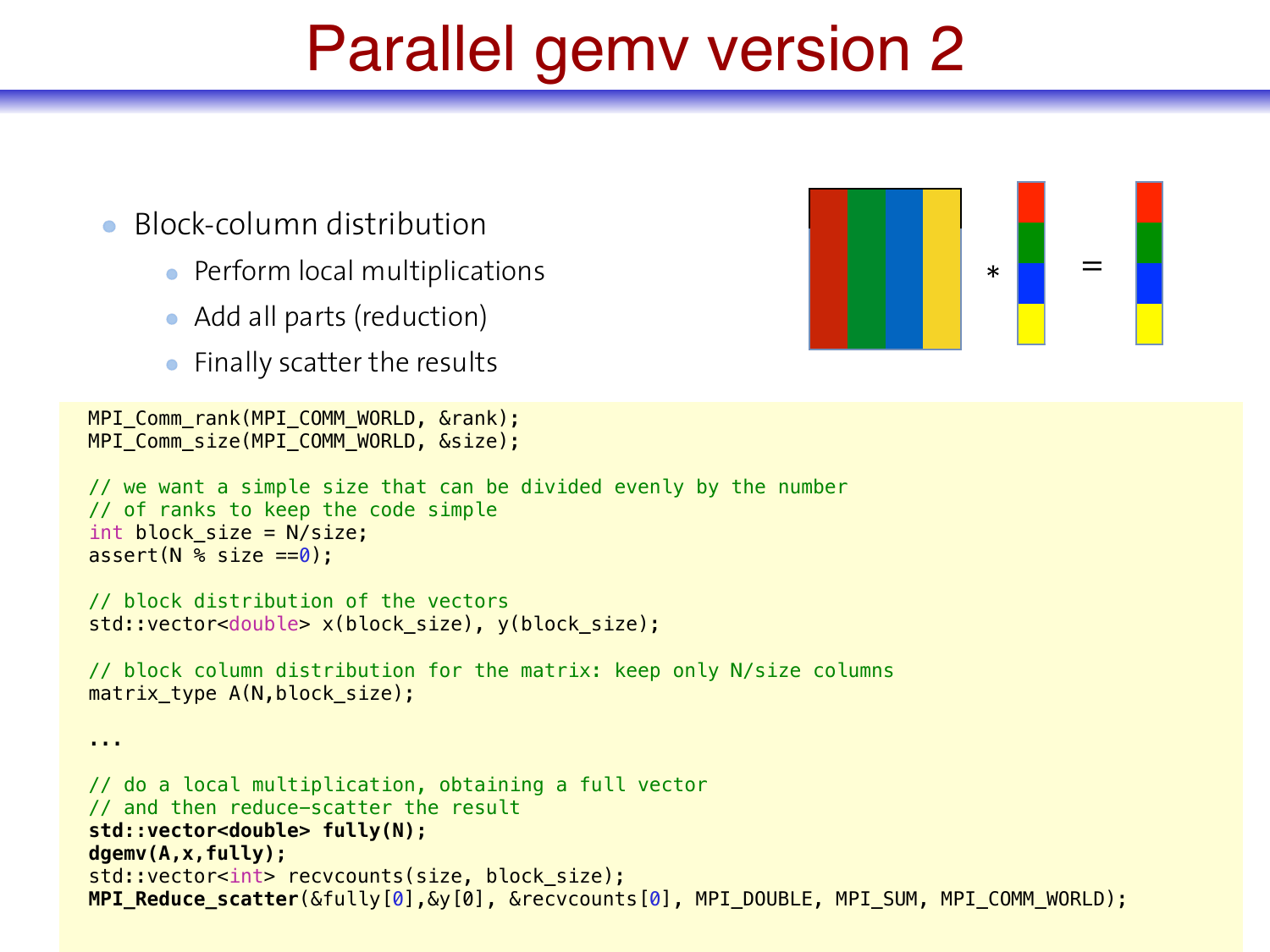# Parallel gemv version 2

- Block-column distribution
  - Perform local multiplications
  - Add all parts (reduction)
  - Finally scatter the results

```
MPI_Comm_rank(MPI_COMM_WORLD, &rank);
MPI_Comm_size(MPI_COMM_WORLD, &size);

// we want a simple size that can be divided evenly by the number
// of ranks to keep the code simple
int block_size = N/size;
assert(N % size ==0);

// block distribution of the vectors
std::vector<double> x(block_size), y(block_size);

// block column distribution for the matrix: keep only N/size columns
matrix_type A(N,block_size);

...

// do a local multiplication, obtaining a full vector
// and then reduce-scatter the result
std::vector<double> fully(N);
dgemv(A,x,fully);
std::vector<int> recvcounts(size, block_size);
MPI_Reduce_scatter(&fully[0],&y[0], &recvcounts[0], MPI_DOUBLE, MPI_SUM, MPI_COMM_WORLD);
```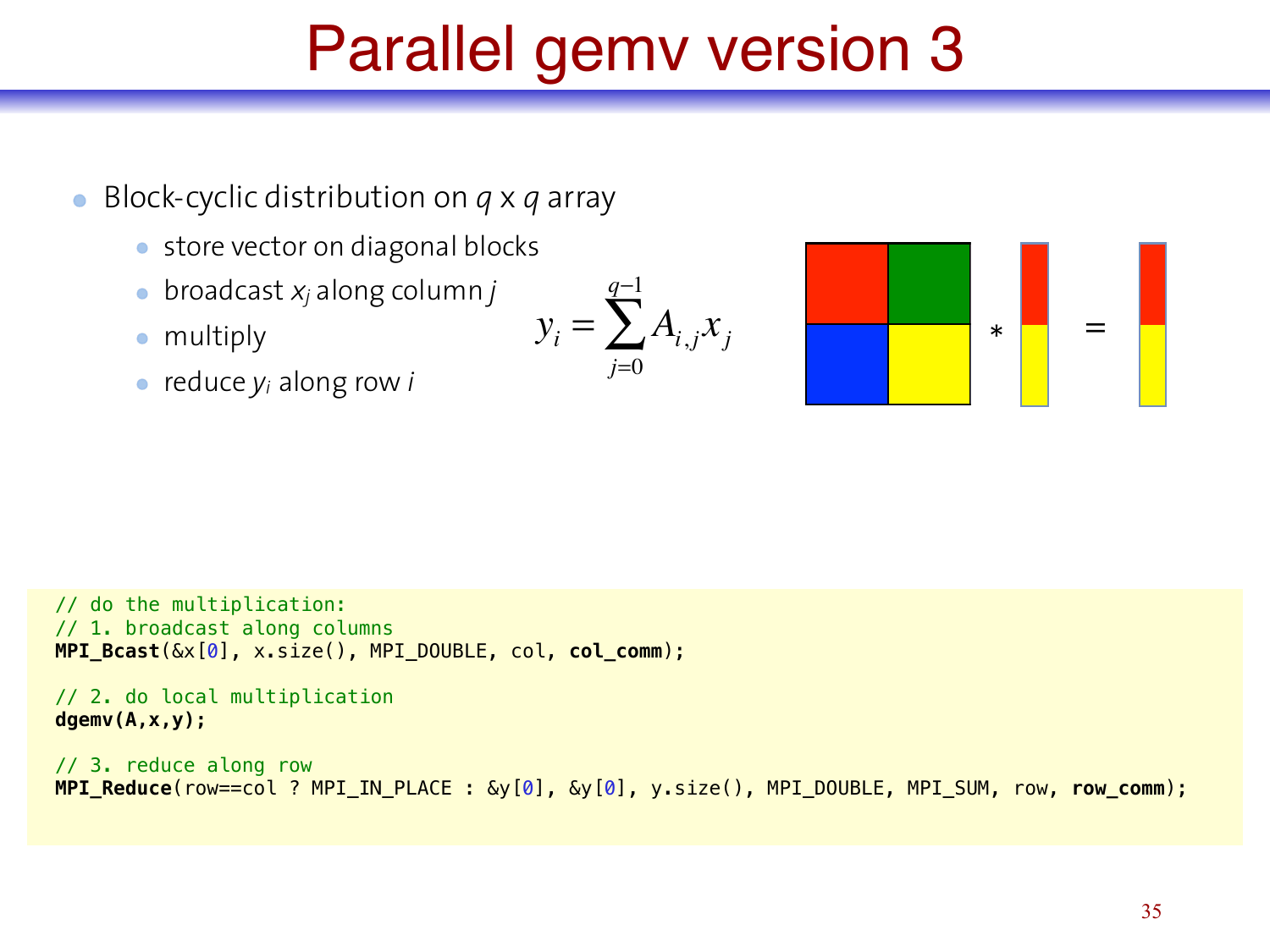# Parallel gemv version 3

- Block-cyclic distribution on $q$ x $q$ array
  - store vector on diagonal blocks
  - broadcast $x_j$ along column $j$
  - multiply
  - reduce $y_i$ along row $i$

$$y_i = \sum_{j=0}^{q-1} A_{i,j} x_j$$

```
// do the multiplication:
// 1. broadcast along columns
MPI_Bcast(&x[0], x.size(), MPI_DOUBLE, col, col_comm);

// 2. do local multiplication
dgemv(A,x,y);

// 3. reduce along row
MPI_Reduce(row==col ? MPI_IN_PLACE : &y[0], &y[0], y.size(), MPI_DOUBLE, MPI_SUM, row, row_comm);
```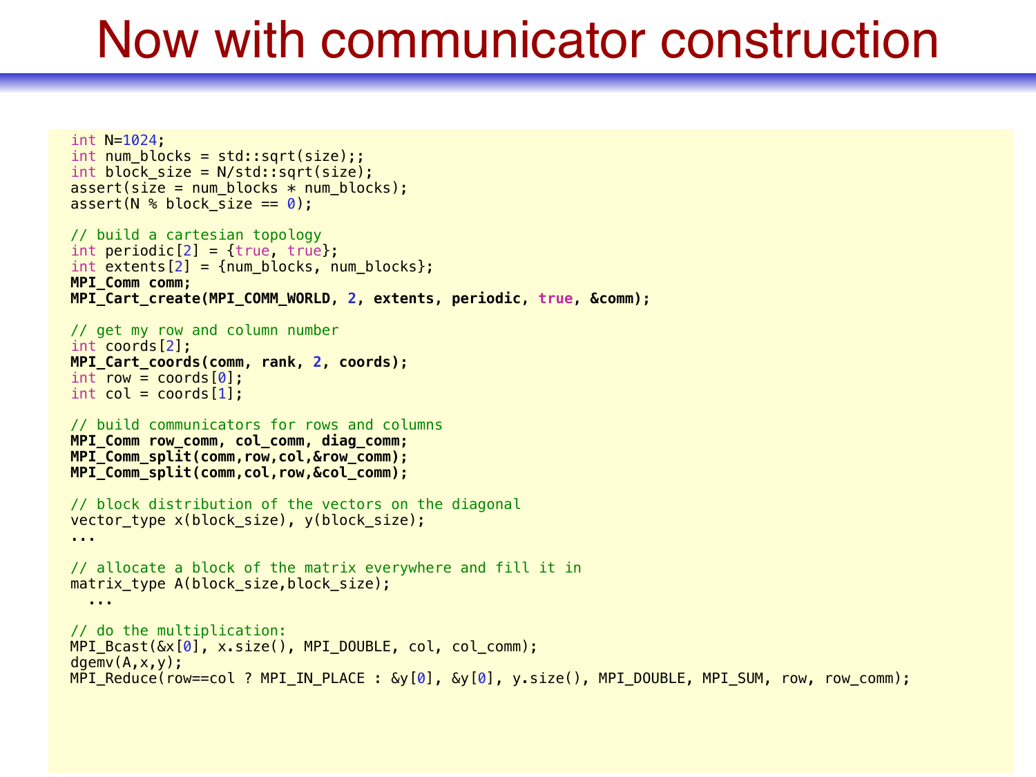# Now with communicator construction

```
int N=1024;
int num_blocks = std::sqrt(size);;
int block_size = N/std::sqrt(size);
assert(size = num_blocks * num_blocks);
assert(N % block_size == 0);

// build a cartesian topology
int periodic[2] = {true, true};
int extents[2] = {num_blocks, num_blocks};
MPI_Comm comm;
MPI_Cart_create(MPI_COMM_WORLD, 2, extents, periodic, true, &comm);

// get my row and column number
int coords[2];
MPI_Cart_coords(comm, rank, 2, coords);
int row = coords[0];
int col = coords[1];

// build communicators for rows and columns
MPI_Comm row_comm, col_comm, diag_comm;
MPI_Comm_split(comm,row,col,&row_comm);
MPI_Comm_split(comm,col,row,&col_comm);

// block distribution of the vectors on the diagonal
vector_type x(block_size), y(block_size);
...

// allocate a block of the matrix everywhere and fill it in
matrix_type A(block_size,block_size);
  ...

// do the multiplication:
MPI_Bcast(&x[0], x.size(), MPI_DOUBLE, col, col_comm);
dgemv(A,x,y);
MPI_Reduce(row==col ? MPI_IN_PLACE : &y[0], &y[0], y.size(), MPI_DOUBLE, MPI_SUM, row, row_comm);
```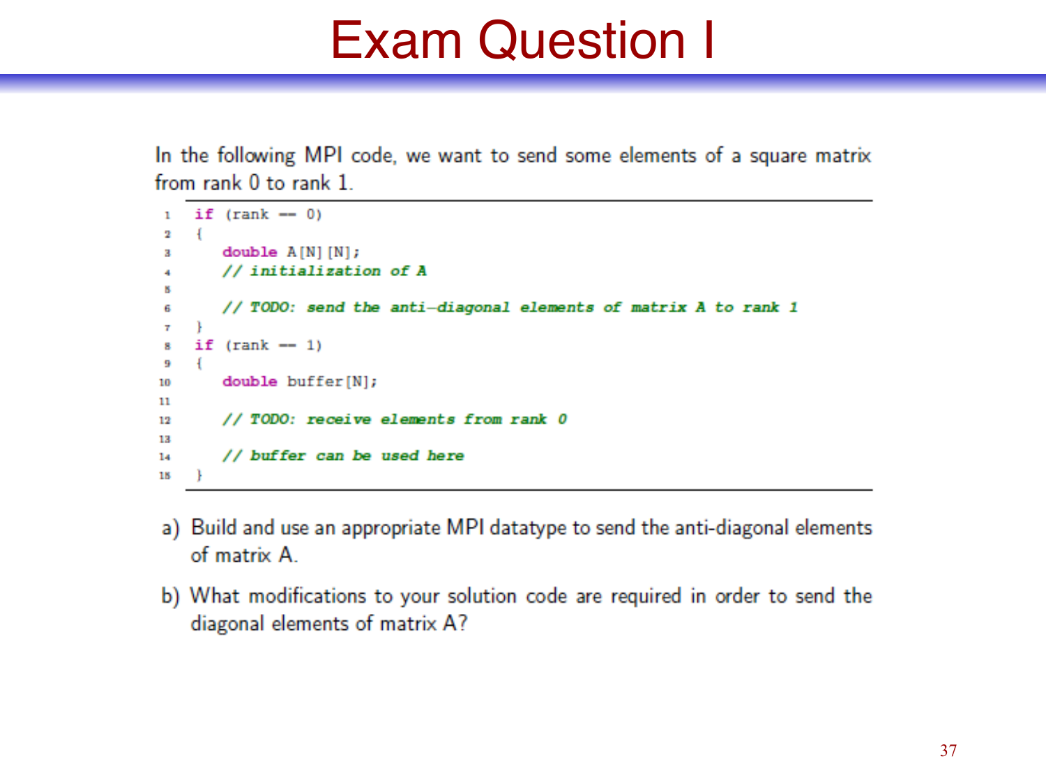# Exam Question I

In the following MPI code, we want to send some elements of a square matrix from rank 0 to rank 1.

```
1   if (rank == 0)
2   {
3       double A[N][N];
4       // initialization of A
5
6       // TODO: send the anti-diagonal elements of matrix A to rank 1
7   }
8   if (rank == 1)
9   {
10      double buffer[N];
11
12      // TODO: receive elements from rank 0
13
14      // buffer can be used here
15  }
```

a) Build and use an appropriate MPI datatype to send the anti-diagonal elements of matrix A.

b) What modifications to your solution code are required in order to send the diagonal elements of matrix A?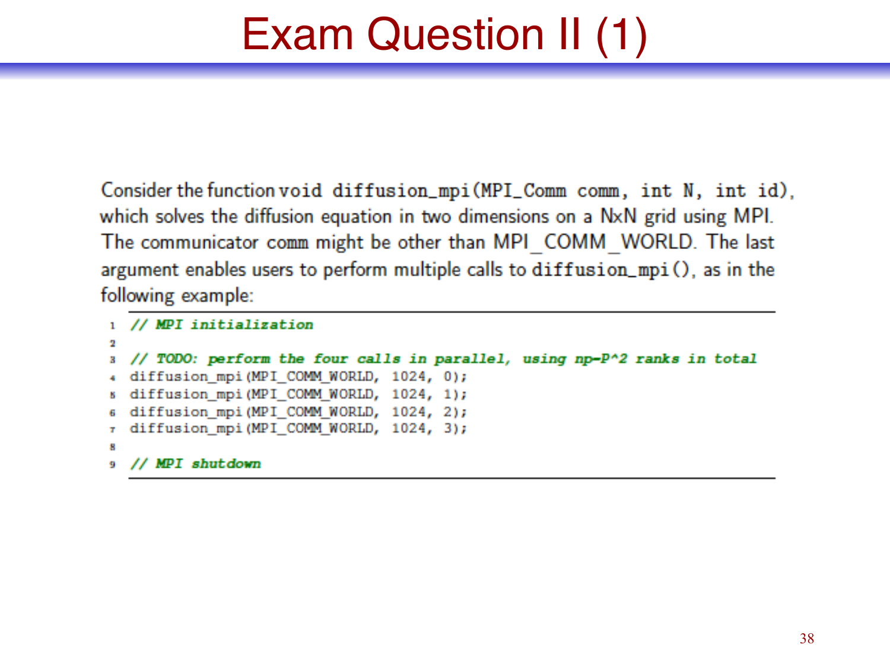# Exam Question II (1)

Consider the function `void diffusion_mpi(MPI_Comm comm, int N, int id)`, which solves the diffusion equation in two dimensions on a NxN grid using MPI. The communicator `comm` might be other than MPI_COMM_WORLD. The last argument enables users to perform multiple calls to `diffusion_mpi()`, as in the following example:

```
// MPI initialization

// TODO: perform the four calls in parallel, using np=P^2 ranks in total
diffusion_mpi(MPI_COMM_WORLD, 1024, 0);
diffusion_mpi(MPI_COMM_WORLD, 1024, 1);
diffusion_mpi(MPI_COMM_WORLD, 1024, 2);
diffusion_mpi(MPI_COMM_WORLD, 1024, 3);

// MPI shutdown
```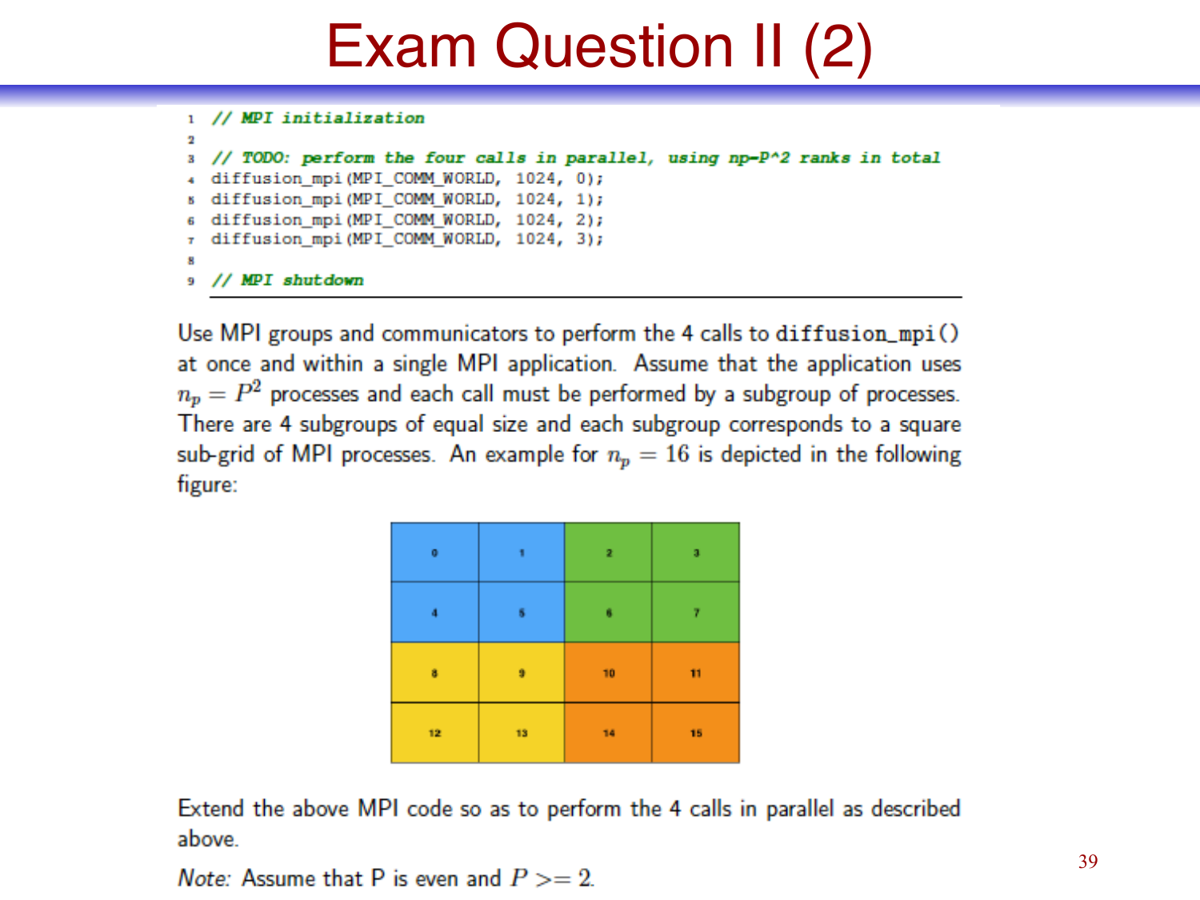# Exam Question II (2)

```
1  // MPI initialization
2
3  // TODO: perform the four calls in parallel, using np=P^2 ranks in total
4  diffusion_mpi(MPI_COMM_WORLD, 1024, 0);
5  diffusion_mpi(MPI_COMM_WORLD, 1024, 1);
6  diffusion_mpi(MPI_COMM_WORLD, 1024, 2);
7  diffusion_mpi(MPI_COMM_WORLD, 1024, 3);
8
9  // MPI shutdown
```

Use MPI groups and communicators to perform the 4 calls to `diffusion_mpi()` at once and within a single MPI application. Assume that the application uses $n_p = P^2$ processes and each call must be performed by a subgroup of processes. There are 4 subgroups of equal size and each subgroup corresponds to a square sub-grid of MPI processes. An example for $n_p = 16$ is depicted in the following figure:

0 1 2 3

4 5 6 7

8 9 10 11

12 13 14 15

Extend the above MPI code so as to perform the 4 calls in parallel as described above.

*Note:* Assume that P is even and $P >= 2$.